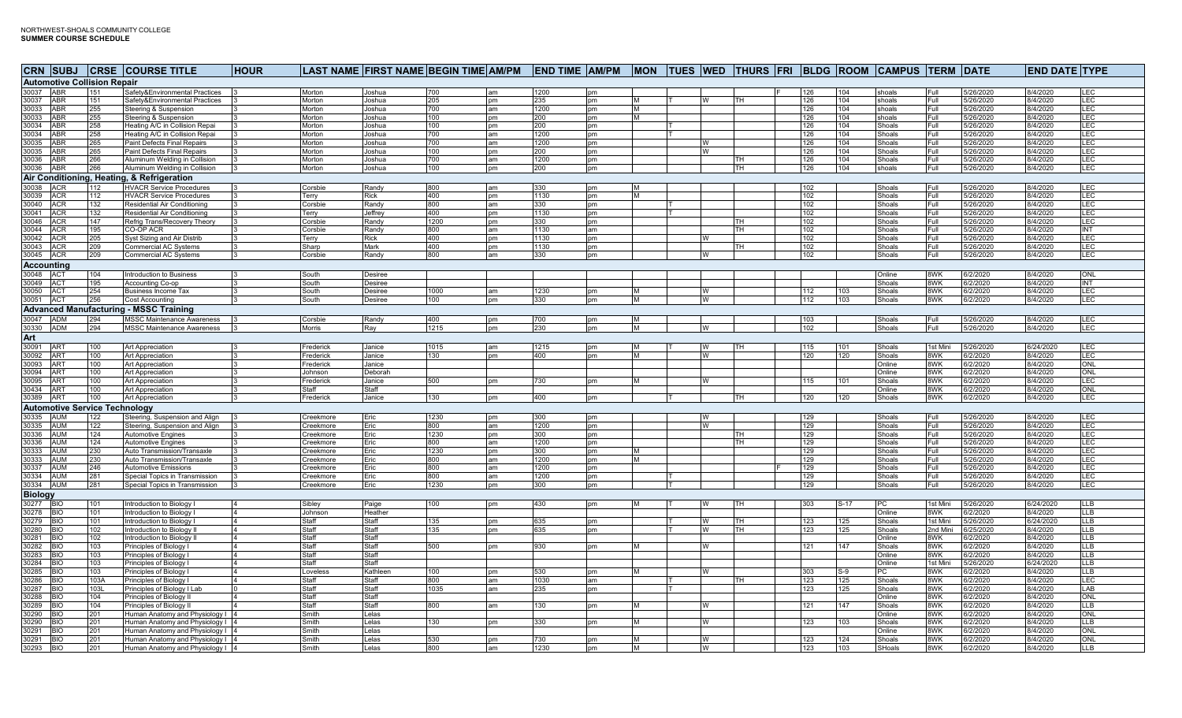NORTHWEST-SHOALS COMMUNITY COLLEGE
**SUMMER COURSE SCHEDULE**

| CRN | SUBJ | CRSE | COURSE TITLE | HOUR | LAST NAME | FIRST NAME | BEGIN TIME | AM/PM | END TIME | AM/PM | MON | TUES | WED | THURS | FRI | BLDG | ROOM | CAMPUS | TERM | DATE | END DATE | TYPE |
|---|---|---|---|---|---|---|---|---|---|---|---|---|---|---|---|---|---|---|---|---|---|---|
| **Automotive Collision Repair** | | | | | | | | | | | | | | | | | | | | | | |
| 30037 | ABR | 151 | Safety&Environmental Practices | 3 | Morton | Joshua | 700 | am | 1200 | pm | | | | | | 126 | 104 | shoals | Full | 5/26/2020 | 8/4/2020 | LEC |
| 30037 | ABR | 151 | Safety&Environmental Practices | 3 | Morton | Joshua | 205 | pm | 235 | pm | M | T | W | TH | F | 126 | 104 | shoals | Full | 5/26/2020 | 8/4/2020 | LEC |
| 30033 | ABR | 255 | Steering & Suspension | 3 | Morton | Joshua | 700 | am | 1200 | pm | M | | | | | 126 | 104 | shoals | Full | 5/26/2020 | 8/4/2020 | LEC |
| 30033 | ABR | 255 | Steering & Suspension | 3 | Morton | Joshua | 100 | pm | 200 | pm | M | | | | | 126 | 104 | shoals | Full | 5/26/2020 | 8/4/2020 | LEC |
| 30034 | ABR | 258 | Heating A/C in Collision Repai | 3 | Morton | Joshua | 100 | pm | 200 | pm | | T | | | | 126 | 104 | Shoals | Full | 5/26/2020 | 8/4/2020 | LEC |
| 30034 | ABR | 258 | Heating A/C in Collision Repai | 3 | Morton | Joshua | 700 | am | 1200 | pm | | T | | | | 126 | 104 | Shoals | Full | 5/26/2020 | 8/4/2020 | LEC |
| 30035 | ABR | 265 | Paint Defects Final Repairs | 3 | Morton | Joshua | 700 | am | 1200 | pm | | | W | | | 126 | 104 | Shoals | Full | 5/26/2020 | 8/4/2020 | LEC |
| 30035 | ABR | 265 | Paint Defects Final Repairs | 3 | Morton | Joshua | 100 | pm | 200 | pm | | | W | | | 126 | 104 | Shoals | Full | 5/26/2020 | 8/4/2020 | LEC |
| 30036 | ABR | 266 | Aluminum Welding in Collision | 3 | Morton | Joshua | 700 | am | 1200 | pm | | | | TH | | 126 | 104 | Shoals | Full | 5/26/2020 | 8/4/2020 | LEC |
| 30036 | ABR | 266 | Aluminum Welding in Collision | 3 | Morton | Joshua | 100 | pm | 200 | pm | | | | TH | | 126 | 104 | shoals | Full | 5/26/2020 | 8/4/2020 | LEC |
| **Air Conditioning, Heating, & Refrigeration** | | | | | | | | | | | | | | | | | | | | | | |
| 30038 | ACR | 112 | HVACR Service Procedures | 3 | Corsbie | Randy | 800 | am | 330 | pm | M | | | | | 102 | | Shoals | Full | 5/26/2020 | 8/4/2020 | LEC |
| 30039 | ACR | 112 | HVACR Service Procedures | 3 | Terry | Rick | 400 | pm | 1130 | pm | M | | | | | 102 | | Shoals | Full | 5/26/2020 | 8/4/2020 | LEC |
| 30040 | ACR | 132 | Residential Air Conditioning | 3 | Corsbie | Randy | 800 | am | 330 | pm | | T | | | | 102 | | Shoals | Full | 5/26/2020 | 8/4/2020 | LEC |
| 30041 | ACR | 132 | Residential Air Conditioning | 3 | Terry | Jeffrey | 400 | pm | 1130 | pm | | T | | | | 102 | | Shoals | Full | 5/26/2020 | 8/4/2020 | LEC |
| 30046 | ACR | 147 | Refrig Trans/Recovery Theory | 3 | Corsbie | Randy | 1200 | pm | 330 | pm | | | | TH | | 102 | | Shoals | Full | 5/26/2020 | 8/4/2020 | LEC |
| 30044 | ACR | 195 | CO-OP ACR | 3 | Corsbie | Randy | 800 | am | 1130 | am | | | | TH | | 102 | | Shoals | Full | 5/26/2020 | 8/4/2020 | INT |
| 30042 | ACR | 205 | Syst Sizing and Air Distrib | 3 | Terry | Rick | 400 | pm | 1130 | pm | | | W | | | 102 | | Shoals | Full | 5/26/2020 | 8/4/2020 | LEC |
| 30043 | ACR | 209 | Commercial AC Systems | 3 | Sharp | Mark | 400 | pm | 1130 | pm | | | | TH | | 102 | | Shoals | Full | 5/26/2020 | 8/4/2020 | LEC |
| 30045 | ACR | 209 | Commercial AC Systems | 3 | Corsbie | Randy | 800 | am | 330 | pm | | | W | | | 102 | | Shoals | Full | 5/26/2020 | 8/4/2020 | LEC |
| **Accounting** | | | | | | | | | | | | | | | | | | | | | | |
| 30048 | ACT | 104 | Introduction to Business | 3 | South | Desiree | | | | | | | | | | | | Online | 8WK | 6/2/2020 | 8/4/2020 | ONL |
| 30049 | ACT | 195 | Accounting Co-op | 3 | South | Desiree | | | | | | | | | | | | Shoals | 8WK | 6/2/2020 | 8/4/2020 | INT |
| 30050 | ACT | 254 | Business Income Tax | 3 | South | Desiree | 1000 | am | 1230 | pm | M | | W | | | 112 | 103 | Shoals | 8WK | 6/2/2020 | 8/4/2020 | LEC |
| 30051 | ACT | 256 | Cost Accounting | 3 | South | Desiree | 100 | pm | 330 | pm | M | | W | | | 112 | 103 | Shoals | 8WK | 6/2/2020 | 8/4/2020 | LEC |
| **Advanced Manufacturing - MSSC Training** | | | | | | | | | | | | | | | | | | | | | | |
| 30047 | ADM | 294 | MSSC Maintenance Awareness | 3 | Corsbie | Randy | 400 | pm | 700 | pm | M | | | | | 103 | | Shoals | Full | 5/26/2020 | 8/4/2020 | LEC |
| 30330 | ADM | 294 | MSSC Maintenance Awareness | 3 | Morris | Ray | 1215 | pm | 230 | pm | M | | W | | | 102 | | Shoals | Full | 5/26/2020 | 8/4/2020 | LEC |
| **Art** | | | | | | | | | | | | | | | | | | | | | | |
| 30091 | ART | 100 | Art Appreciation | 3 | Frederick | Janice | 1015 | am | 1215 | pm | M | T | W | TH | | 115 | 101 | Shoals | 1st Mini | 5/26/2020 | 6/24/2020 | LEC |
| 30092 | ART | 100 | Art Appreciation | 3 | Frederick | Janice | 130 | pm | 400 | pm | M | | W | | | 120 | 120 | Shoals | 8WK | 6/2/2020 | 8/4/2020 | LEC |
| 30093 | ART | 100 | Art Appreciation | 3 | Frederick | Janice | | | | | | | | | | | | Online | 8WK | 6/2/2020 | 8/4/2020 | ONL |
| 30094 | ART | 100 | Art Appreciation | 3 | Johnson | Deborah | | | | | | | | | | | | Online | 8WK | 6/2/2020 | 8/4/2020 | ONL |
| 30095 | ART | 100 | Art Appreciation | 3 | Frederick | Janice | 500 | pm | 730 | pm | M | | W | | | 115 | 101 | Shoals | 8WK | 6/2/2020 | 8/4/2020 | LEC |
| 30434 | ART | 100 | Art Appreciation | 3 | Staff | Staff | | | | | | | | | | | | Online | 8WK | 6/2/2020 | 8/4/2020 | ONL |
| 30389 | ART | 100 | Art Appreciation | 3 | Frederick | Janice | 130 | pm | 400 | pm | | T | | TH | | 120 | 120 | Shoals | 8WK | 6/2/2020 | 8/4/2020 | LEC |
| **Automotive Service Technology** | | | | | | | | | | | | | | | | | | | | | | |
| 30335 | AUM | 122 | Steering, Suspension and Align | 3 | Creekmore | Eric | 1230 | pm | 300 | pm | | | W | | | 129 | | Shoals | Full | 5/26/2020 | 8/4/2020 | LEC |
| 30335 | AUM | 122 | Steering, Suspension and Align | 3 | Creekmore | Eric | 800 | am | 1200 | pm | | | W | | | 129 | | Shoals | Full | 5/26/2020 | 8/4/2020 | LEC |
| 30336 | AUM | 124 | Automotive Engines | 3 | Creekmore | Eric | 1230 | pm | 300 | pm | | | | TH | | 129 | | Shoals | Full | 5/26/2020 | 8/4/2020 | LEC |
| 30336 | AUM | 124 | Automotive Engines | 3 | Creekmore | Eric | 800 | am | 1200 | pm | | | | TH | | 129 | | Shoals | Full | 5/26/2020 | 8/4/2020 | LEC |
| 30333 | AUM | 230 | Auto Transmission/Transaxle | 3 | Creekmore | Eric | 1230 | pm | 300 | pm | M | | | | | 129 | | Shoals | Full | 5/26/2020 | 8/4/2020 | LEC |
| 30333 | AUM | 230 | Auto Transmission/Transaxle | 3 | Creekmore | Eric | 800 | am | 1200 | pm | M | | | | | 129 | | Shoals | Full | 5/26/2020 | 8/4/2020 | LEC |
| 30337 | AUM | 246 | Automotive Emissions | 3 | Creekmore | Eric | 800 | am | 1200 | pm | | | | | F | 129 | | Shoals | Full | 5/26/2020 | 8/4/2020 | LEC |
| 30334 | AUM | 281 | Special Topics in Transmission | 3 | Creekmore | Eric | 800 | am | 1200 | pm | | T | | | | 129 | | Shoals | Full | 5/26/2020 | 8/4/2020 | LEC |
| 30334 | AUM | 281 | Special Topics in Transmission | 3 | Creekmore | Eric | 1230 | pm | 300 | pm | | T | | | | 129 | | Shoals | Full | 5/26/2020 | 8/4/2020 | LEC |
| **Biology** | | | | | | | | | | | | | | | | | | | | | | |
| 30277 | BIO | 101 | Introduction to Biology I | 4 | Sibley | Paige | 100 | pm | 430 | pm | M | T | W | TH | | 303 | S-17 | PC | 1st Mini | 5/26/2020 | 6/24/2020 | LLB |
| 30278 | BIO | 101 | Introduction to Biology I | 4 | Johnson | Heather | | | | | | | | | | | | Online | 8WK | 6/2/2020 | 8/4/2020 | LLB |
| 30279 | BIO | 101 | Introduction to Biology I | 4 | Staff | Staff | 135 | pm | 635 | pm | | T | W | TH | | 123 | 125 | Shoals | 1st Mini | 5/26/2020 | 6/24/2020 | LLB |
| 30280 | BIO | 102 | Introduction to Biology II | 4 | Staff | Staff | 135 | pm | 635 | pm | | T | W | TH | | 123 | 125 | Shoals | 2nd Mini | 6/25/2020 | 8/4/2020 | LLB |
| 30281 | BIO | 102 | Introduction to Biology II | 4 | Staff | Staff | | | | | | | | | | | | Online | 8WK | 6/2/2020 | 8/4/2020 | LLB |
| 30282 | BIO | 103 | Principles of Biology I | 4 | Staff | Staff | 500 | pm | 930 | pm | M | | W | | | 121 | 147 | Shoals | 8WK | 6/2/2020 | 8/4/2020 | LLB |
| 30283 | BIO | 103 | Principles of Biology I | 4 | Staff | Staff | | | | | | | | | | | | Online | 8WK | 6/2/2020 | 8/4/2020 | LLB |
| 30284 | BIO | 103 | Principles of Biology I | 4 | Staff | Staff | | | | | | | | | | | | Online | 1st Mini | 5/26/2020 | 6/24/2020 | LLB |
| 30285 | BIO | 103 | Principles of Biology I | 4 | Loveless | Kathleen | 100 | pm | 530 | pm | M | | W | | | 303 | S-9 | PC | 8WK | 6/2/2020 | 8/4/2020 | LLB |
| 30286 | BIO | 103A | Principles of Biology I | 4 | Staff | Staff | 800 | am | 1030 | am | | T | | TH | | 123 | 125 | Shoals | 8WK | 6/2/2020 | 8/4/2020 | LEC |
| 30287 | BIO | 103L | Principles of Biology I Lab | 0 | Staff | Staff | 1035 | am | 235 | pm | | T | | | | 123 | 125 | Shoals | 8WK | 6/2/2020 | 8/4/2020 | LAB |
| 30288 | BIO | 104 | Principles of Biology II | 4 | Staff | Staff | | | | | | | | | | | | Online | 8WK | 6/2/2020 | 8/4/2020 | ONL |
| 30289 | BIO | 104 | Principles of Biology II | 4 | Staff | Staff | 800 | am | 130 | pm | M | | W | | | 121 | 147 | Shoals | 8WK | 6/2/2020 | 8/4/2020 | LLB |
| 30290 | BIO | 201 | Human Anatomy and Physiology I | 4 | Smith | Lelas | | | | | | | | | | | | Online | 8WK | 6/2/2020 | 8/4/2020 | ONL |
| 30290 | BIO | 201 | Human Anatomy and Physiology I | 4 | Smith | Lelas | 130 | pm | 330 | pm | M | | W | | | 123 | 103 | Shoals | 8WK | 6/2/2020 | 8/4/2020 | LLB |
| 30291 | BIO | 201 | Human Anatomy and Physiology I | 4 | Smith | Lelas | | | | | | | | | | | | Online | 8WK | 6/2/2020 | 8/4/2020 | ONL |
| 30291 | BIO | 201 | Human Anatomy and Physiology I | 4 | Smith | Lelas | 530 | pm | 730 | pm | M | | W | | | 123 | 124 | Shoals | 8WK | 6/2/2020 | 8/4/2020 | ONL |
| 30293 | BIO | 201 | Human Anatomy and Physiology I | 4 | Smith | Lelas | 800 | am | 1230 | pm | M | | W | | | 123 | 103 | SHoals | 8WK | 6/2/2020 | 8/4/2020 | LLB |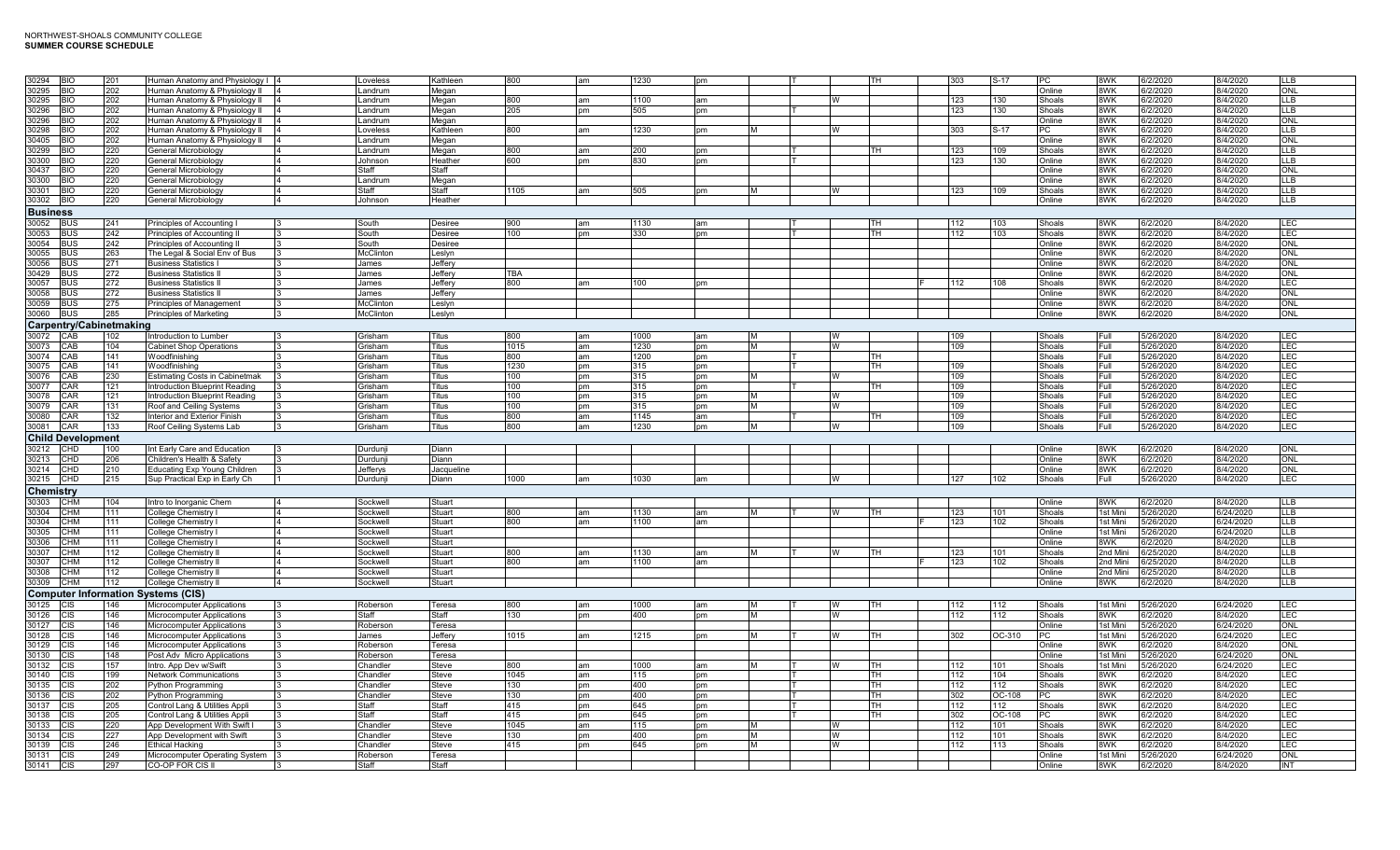| | | | | | | | | | | | | | | | | | | | | | | |
|---|---|---|---|---|---|---|---|---|---|---|---|---|---|---|---|---|---|---|---|---|---|---|
| 30294 | BIO | 201 | Human Anatomy and Physiology I | 4 | Loveless | Kathleen | 800 | am | 1230 | pm | | T | | TH | | 303 | S-17 | PC | 8WK | 6/2/2020 | 8/4/2020 | LLB |
| 30295 | BIO | 202 | Human Anatomy & Physiology II | 4 | Landrum | Megan | | | | | | | | | | | | Online | 8WK | 6/2/2020 | 8/4/2020 | ONL |
| 30295 | BIO | 202 | Human Anatomy & Physiology II | 4 | Landrum | Megan | 800 | am | 1100 | am | | | W | | | 123 | 130 | Shoals | 8WK | 6/2/2020 | 8/4/2020 | LLB |
| 30296 | BIO | 202 | Human Anatomy & Physiology II | 4 | Landrum | Megan | 205 | pm | 505 | pm | | T | | | | 123 | 130 | Shoals | 8WK | 6/2/2020 | 8/4/2020 | LLB |
| 30296 | BIO | 202 | Human Anatomy & Physiology II | 4 | Landrum | Megan | | | | | | | | | | | | Online | 8WK | 6/2/2020 | 8/4/2020 | ONL |
| 30298 | BIO | 202 | Human Anatomy & Physiology II | 4 | Loveless | Kathleen | 800 | am | 1230 | pm | M | | W | | | 303 | S-17 | PC | 8WK | 6/2/2020 | 8/4/2020 | LLB |
| 30405 | BIO | 202 | Human Anatomy & Physiology II | 4 | Landrum | Megan | | | | | | | | | | | | Online | 8WK | 6/2/2020 | 8/4/2020 | ONL |
| 30299 | BIO | 220 | General Microbiology | 4 | Landrum | Megan | 800 | am | 200 | pm | | T | | TH | | 123 | 109 | Shoals | 8WK | 6/2/2020 | 8/4/2020 | LLB |
| 30300 | BIO | 220 | General Microbiology | 4 | Johnson | Heather | 600 | pm | 830 | pm | | T | | | | 123 | 130 | Online | 8WK | 6/2/2020 | 8/4/2020 | LLB |
| 30437 | BIO | 220 | General Microbiology | 4 | Staff | Staff | | | | | | | | | | | | Online | 8WK | 6/2/2020 | 8/4/2020 | ONL |
| 30300 | BIO | 220 | General Microbiology | 4 | Landrum | Megan | | | | | | | | | | | | Online | 8WK | 6/2/2020 | 8/4/2020 | LLB |
| 30301 | BIO | 220 | General Microbiology | 4 | Staff | Staff | 1105 | am | 505 | pm | M | | W | | | 123 | 109 | Shoals | 8WK | 6/2/2020 | 8/4/2020 | LLB |
| 30302 | BIO | 220 | General Microbiology | 4 | Johnson | Heather | | | | | | | | | | | | Online | 8WK | 6/2/2020 | 8/4/2020 | LLB |
| **Business** | | | | | | | | | | | | | | | | | | | | | | |
| 30052 | BUS | 241 | Principles of Accounting I | 3 | South | Desiree | 900 | am | 1130 | am | | T | | TH | | 112 | 103 | Shoals | 8WK | 6/2/2020 | 8/4/2020 | LEC |
| 30053 | BUS | 242 | Principles of Accounting II | 3 | South | Desiree | 100 | pm | 330 | pm | | T | | TH | | 112 | 103 | Shoals | 8WK | 6/2/2020 | 8/4/2020 | LEC |
| 30054 | BUS | 242 | Principles of Accounting II | 3 | South | Desiree | | | | | | | | | | | | Online | 8WK | 6/2/2020 | 8/4/2020 | ONL |
| 30055 | BUS | 263 | The Legal & Social Env of Bus | 3 | McClinton | Leslyn | | | | | | | | | | | | Online | 8WK | 6/2/2020 | 8/4/2020 | ONL |
| 30056 | BUS | 271 | Business Statistics I | 3 | James | Jeffery | | | | | | | | | | | | Online | 8WK | 6/2/2020 | 8/4/2020 | ONL |
| 30429 | BUS | 272 | Business Statistics II | 3 | James | Jeffery | TBA | | | | | | | | | | | Online | 8WK | 6/2/2020 | 8/4/2020 | ONL |
| 30057 | BUS | 272 | Business Statistics II | 3 | James | Jeffery | 800 | am | 100 | pm | | | | | F | 112 | 108 | Shoals | 8WK | 6/2/2020 | 8/4/2020 | LEC |
| 30058 | BUS | 272 | Business Statistics II | 3 | James | Jeffery | | | | | | | | | | | | Online | 8WK | 6/2/2020 | 8/4/2020 | ONL |
| 30059 | BUS | 275 | Principles of Management | 3 | McClinton | Leslyn | | | | | | | | | | | | Online | 8WK | 6/2/2020 | 8/4/2020 | ONL |
| 30060 | BUS | 285 | Principles of Marketing | 3 | McClinton | Leslyn | | | | | | | | | | | | Online | 8WK | 6/2/2020 | 8/4/2020 | ONL |
| **Carpentry/Cabinetmaking** | | | | | | | | | | | | | | | | | | | | | | |
| 30072 | CAB | 102 | Introduction to Lumber | 3 | Grisham | Titus | 800 | am | 1000 | am | M | | W | | | 109 | | Shoals | Full | 5/26/2020 | 8/4/2020 | LEC |
| 30073 | CAB | 104 | Cabinet Shop Operations | 3 | Grisham | Titus | 1015 | am | 1230 | pm | M | | W | | | 109 | | Shoals | Full | 5/26/2020 | 8/4/2020 | LEC |
| 30074 | CAB | 141 | Woodfinishing | 3 | Grisham | Titus | 800 | am | 1200 | pm | | T | | TH | | | | Shoals | Full | 5/26/2020 | 8/4/2020 | LEC |
| 30075 | CAB | 141 | Woodfinishing | 3 | Grisham | Titus | 1230 | pm | 315 | pm | | T | | TH | | 109 | | Shoals | Full | 5/26/2020 | 8/4/2020 | LEC |
| 30076 | CAB | 230 | Estimating Costs in Cabinetmak | 3 | Grisham | Titus | 100 | pm | 315 | pm | M | | W | | | 109 | | Shoals | Full | 5/26/2020 | 8/4/2020 | LEC |
| 30077 | CAR | 121 | Introduction Blueprint Reading | 3 | Grisham | Titus | 100 | pm | 315 | pm | | T | | TH | | 109 | | Shoals | Full | 5/26/2020 | 8/4/2020 | LEC |
| 30078 | CAR | 121 | Introduction Blueprint Reading | 3 | Grisham | Titus | 100 | pm | 315 | pm | M | | W | | | 109 | | Shoals | Full | 5/26/2020 | 8/4/2020 | LEC |
| 30079 | CAR | 131 | Roof and Ceiling Systems | 3 | Grisham | Titus | 100 | pm | 315 | pm | M | | W | | | 109 | | Shoals | Full | 5/26/2020 | 8/4/2020 | LEC |
| 30080 | CAR | 132 | Interior and Exterior Finish | 3 | Grisham | Titus | 800 | am | 1145 | am | | T | | TH | | 109 | | Shoals | Full | 5/26/2020 | 8/4/2020 | LEC |
| 30081 | CAR | 133 | Roof Ceiling Systems Lab | 3 | Grisham | Titus | 800 | am | 1230 | pm | M | | W | | | 109 | | Shoals | Full | 5/26/2020 | 8/4/2020 | LEC |
| **Child Development** | | | | | | | | | | | | | | | | | | | | | | |
| 30212 | CHD | 100 | Int Early Care and Education | 3 | Durdunji | Diann | | | | | | | | | | | | Online | 8WK | 6/2/2020 | 8/4/2020 | ONL |
| 30213 | CHD | 206 | Children's Health & Safety | 3 | Durdunji | Diann | | | | | | | | | | | | Online | 8WK | 6/2/2020 | 8/4/2020 | ONL |
| 30214 | CHD | 210 | Educating Exp Young Children | 3 | Jefferys | Jacqueline | | | | | | | | | | | | Online | 8WK | 6/2/2020 | 8/4/2020 | ONL |
| 30215 | CHD | 215 | Sup Practical Exp in Early Ch | 1 | Durdunji | Diann | 1000 | am | 1030 | am | | | W | | | 127 | 102 | Shoals | Full | 5/26/2020 | 8/4/2020 | LEC |
| **Chemistry** | | | | | | | | | | | | | | | | | | | | | | |
| 30303 | CHM | 104 | Intro to Inorganic Chem | 4 | Sockwell | Stuart | | | | | | | | | | | | Online | 8WK | 6/2/2020 | 8/4/2020 | LLB |
| 30304 | CHM | 111 | College Chemistry I | 4 | Sockwell | Stuart | 800 | am | 1130 | am | M | T | W | TH | | 123 | 101 | Shoals | 1st Mini | 5/26/2020 | 6/24/2020 | LLB |
| 30304 | CHM | 111 | College Chemistry I | 4 | Sockwell | Stuart | 800 | am | 1100 | am | | | | | F | 123 | 102 | Shoals | 1st Mini | 5/26/2020 | 6/24/2020 | LLB |
| 30305 | CHM | 111 | College Chemistry I | 4 | Sockwell | Stuart | | | | | | | | | | | | Online | 1st Mini | 5/26/2020 | 6/24/2020 | LLB |
| 30306 | CHM | 111 | College Chemistry I | 4 | Sockwell | Stuart | | | | | | | | | | | | Online | 8WK | 6/2/2020 | 8/4/2020 | LLB |
| 30307 | CHM | 112 | College Chemistry II | 4 | Sockwell | Stuart | 800 | am | 1130 | am | M | T | W | TH | | 123 | 101 | Shoals | 2nd Mini | 6/25/2020 | 8/4/2020 | LLB |
| 30307 | CHM | 112 | College Chemistry II | 4 | Sockwell | Stuart | 800 | am | 1100 | am | | | | | F | 123 | 102 | Shoals | 2nd Mini | 6/25/2020 | 8/4/2020 | LLB |
| 30308 | CHM | 112 | College Chemistry II | 4 | Sockwell | Stuart | | | | | | | | | | | | Online | 2nd Mini | 6/25/2020 | 8/4/2020 | LLB |
| 30309 | CHM | 112 | College Chemistry II | 4 | Sockwell | Stuart | | | | | | | | | | | | Online | 8WK | 6/2/2020 | 8/4/2020 | LLB |
| **Computer Information Systems (CIS)** | | | | | | | | | | | | | | | | | | | | | | |
| 30125 | CIS | 146 | Microcomputer Applications | 3 | Roberson | Teresa | 800 | am | 1000 | am | M | T | W | TH | | 112 | 112 | Shoals | 1st Mini | 5/26/2020 | 6/24/2020 | LEC |
| 30126 | CIS | 146 | Microcomputer Applications | 3 | Staff | Staff | 130 | pm | 400 | pm | M | | W | | | 112 | 112 | Shoals | 8WK | 6/2/2020 | 8/4/2020 | LEC |
| 30127 | CIS | 146 | Microcomputer Applications | 3 | Roberson | Teresa | | | | | | | | | | | | Online | 1st Mini | 5/26/2020 | 6/24/2020 | ONL |
| 30128 | CIS | 146 | Microcomputer Applications | 3 | James | Jeffery | 1015 | am | 1215 | pm | M | T | W | TH | | 302 | OC-310 | PC | 1st Mini | 5/26/2020 | 6/24/2020 | LEC |
| 30129 | CIS | 146 | Microcomputer Applications | 3 | Roberson | Teresa | | | | | | | | | | | | Online | 8WK | 6/2/2020 | 8/4/2020 | ONL |
| 30130 | CIS | 148 | Post Adv Micro Applications | 3 | Roberson | Teresa | | | | | | | | | | | | Online | 1st Mini | 5/26/2020 | 6/24/2020 | ONL |
| 30132 | CIS | 157 | Intro. App Dev w/Swift | 3 | Chandler | Steve | 800 | am | 1000 | am | M | T | W | TH | | 112 | 101 | Shoals | 1st Mini | 5/26/2020 | 6/24/2020 | LEC |
| 30140 | CIS | 199 | Network Communications | 3 | Chandler | Steve | 1045 | am | 115 | pm | | T | | TH | | 112 | 104 | Shoals | 8WK | 6/2/2020 | 8/4/2020 | LEC |
| 30135 | CIS | 202 | Python Programming | 3 | Chandler | Steve | 130 | pm | 400 | pm | | T | | TH | | 112 | 112 | Shoals | 8WK | 6/2/2020 | 8/4/2020 | LEC |
| 30136 | CIS | 202 | Python Programming | 3 | Chandler | Steve | 130 | pm | 400 | pm | | T | | TH | | 302 | OC-108 | PC | 8WK | 6/2/2020 | 8/4/2020 | LEC |
| 30137 | CIS | 205 | Control Lang & Utilities Appli | 3 | Staff | Staff | 415 | pm | 645 | pm | | T | | TH | | 112 | 112 | Shoals | 8WK | 6/2/2020 | 8/4/2020 | LEC |
| 30138 | CIS | 205 | Control Lang & Utilities Appli | 3 | Staff | Staff | 415 | pm | 645 | pm | | T | | TH | | 302 | OC-108 | PC | 8WK | 6/2/2020 | 8/4/2020 | LEC |
| 30133 | CIS | 220 | App Development With Swift I | 3 | Chandler | Steve | 1045 | am | 115 | pm | M | | W | | | 112 | 101 | Shoals | 8WK | 6/2/2020 | 8/4/2020 | LEC |
| 30134 | CIS | 227 | App Development with Swift | 3 | Chandler | Steve | 130 | pm | 400 | pm | M | | W | | | 112 | 101 | Shoals | 8WK | 6/2/2020 | 8/4/2020 | LEC |
| 30139 | CIS | 246 | Ethical Hacking | 3 | Chandler | Steve | 415 | pm | 645 | pm | M | | W | | | 112 | 113 | Shoals | 8WK | 6/2/2020 | 8/4/2020 | LEC |
| 30131 | CIS | 249 | Microcomputer Operating System | 3 | Roberson | Teresa | | | | | | | | | | | | Online | 1st Mini | 5/26/2020 | 6/24/2020 | ONL |
| 30141 | CIS | 297 | CO-OP FOR CIS II | 3 | Staff | Staff | | | | | | | | | | | | Online | 8WK | 6/2/2020 | 8/4/2020 | INT |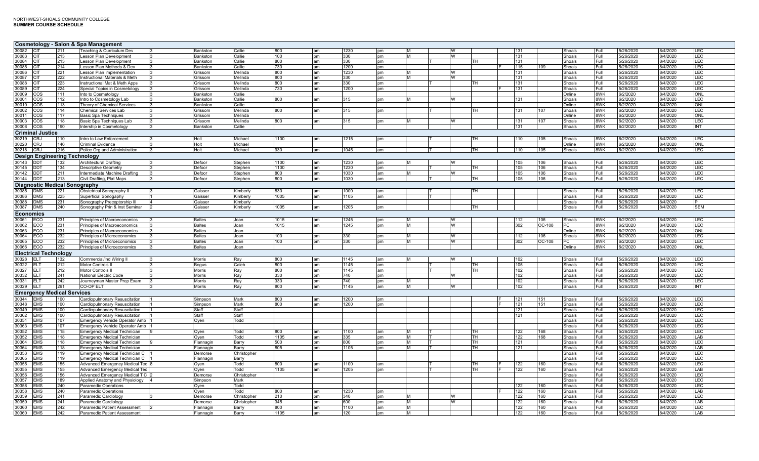| Cosmetology - Salon & Spa Management | | | | | | | | | | | | | | | | | | | | | | |
|---|---|---|---|---|---|---|---|---|---|---|---|---|---|---|---|---|---|---|---|---|---|---|
| 30082 | CIT | 211 | Teaching & Curriculum Dev | 3 | Bankston | Callie | 800 | am | 1230 | pm | M | | W | | | 131 | | Shoals | Full | 5/26/2020 | 8/4/2020 | LEC |
| 30083 | CIT | 213 | Lesson Plan Development | 3 | Bankston | Callie | 100 | pm | 330 | pm | M | | W | | | 131 | | Shoals | Full | 5/26/2020 | 8/4/2020 | LEC |
| 30084 | CIT | 213 | Lesson Plan Development | 3 | Bankston | Callie | 800 | am | 330 | pm | | T | | TH | | 131 | | Shoals | Full | 5/26/2020 | 8/4/2020 | LEC |
| 30085 | CIT | 214 | Lesson Plan Methods & Dev | 3 | Bankston | Callie | 730 | am | 1200 | pm | | | | | F | 115 | 109 | Shoals | Full | 5/26/2020 | 8/4/2020 | LEC |
| 30086 | CIT | 221 | Lesson Plan Implementation | 3 | Grissom | Melinda | 800 | am | 1230 | pm | M | | W | | | 131 | | Shoals | Full | 5/26/2020 | 8/4/2020 | LEC |
| 30087 | CIT | 222 | Instructional Materials & Meth | 3 | Grissom | Melinda | 800 | am | 330 | pm | M | | W | | | 131 | | Shoals | Full | 5/26/2020 | 8/4/2020 | LEC |
| 30088 | CIT | 223 | Instructional Mat & Meth Apps | 3 | Grissom | Melinda | 800 | am | 330 | pm | | T | | TH | | 131 | | Shoals | Full | 5/26/2020 | 8/4/2020 | LEC |
| 30089 | CIT | 224 | Special Topics in Cosmetology | 3 | Grissom | Melinda | 730 | am | 1200 | pm | | | | | F | 131 | | Shoals | Full | 5/26/2020 | 8/4/2020 | LEC |
| 30009 | COS | 111 | Into to Cosmetology | 3 | Bankston | Callie | | | | | | | | | | | | Online | 8WK | 6/2/2020 | 8/4/2020 | ONL |
| 30001 | COS | 112 | Intro to Cosmetology Lab | 3 | Bankston | Callie | 800 | am | 315 | pm | M | | W | | | 131 | | Shoals | 8WK | 6/2/2020 | 8/4/2020 | LEC |
| 30010 | COS | 113 | Theory of Chemical Services | 3 | Bankston | Callie | | | | | | | | | | | | Online | 8WK | 6/2/2020 | 8/4/2020 | ONL |
| 30002 | COS | 114 | Chemical Services Lab | 3 | Grissom | Melinda | 800 | am | 315 | pm | | T | | TH | | 131 | 107 | Shoals | 8WK | 6/2/2020 | 8/4/2020 | LEC |
| 30011 | COS | 117 | Basic Spa Techniques | 3 | Grissom | Melinda | | | | | | | | | | | | Online | 8WK | 6/2/2020 | 8/4/2020 | ONL |
| 30003 | COS | 118 | Basic Spa Techniques Lab | 3 | Grissom | Melinda | 800 | am | 315 | pm | M | | W | | | 131 | 107 | Shoals | 8WK | 6/2/2020 | 8/4/2020 | LEC |
| 30008 | COS | 190 | Intership in Cosmetology | 3 | Bankston | Callie | | | | | | | | | | 131 | | Shoals | 8WK | 6/2/2020 | 8/4/2020 | INT |
| **Criminal Justice** | | | | | | | | | | | | | | | | | | | | | | |
| 30219 | CRJ | 110 | Intro to Law Enforcement | 3 | Holt | Michael | 1100 | am | 1215 | pm | | T | | TH | | 110 | 105 | Shoals | 8WK | 6/2/2020 | 8/4/2020 | LEC |
| 30220 | CRJ | 146 | Criminal Evidence | 3 | Holt | Michael | | | | | | | | | | | | Online | 8WK | 6/2/2020 | 8/4/2020 | ONL |
| 30218 | CRJ | 216 | Police Org and Administration | 3 | Holt | Michael | 930 | am | 1045 | am | | T | | TH | | 110 | 105 | Shoals | 8WK | 6/2/2020 | 8/4/2020 | LEC |
| **Design Engineering Technology** | | | | | | | | | | | | | | | | | | | | | | |
| 30143 | DDT | 132 | Architectural Drafting | 3 | Defoor | Stephen | 1100 | am | 1230 | pm | M | | W | | | 105 | 106 | Shoals | Full | 5/26/2020 | 8/4/2020 | LEC |
| 30145 | DDT | 134 | Descriptive Geometry | 3 | Defoor | Stephen | 1100 | am | 1230 | pm | | T | | TH | | 105 | 106 | Shoals | Full | 5/26/2020 | 8/4/2020 | LEC |
| 30142 | DDT | 211 | Intermediate Machine Drafting | 3 | Defoor | Stephen | 800 | am | 1030 | am | M | | W | | | 105 | 106 | Shoals | Full | 5/26/2020 | 8/4/2020 | LEC |
| 30144 | DDT | 213 | Civil Drafting, Plat Maps | 3 | Defoor | Stephen | 800 | am | 1030 | am | | T | | TH | | 105 | 106 | Shoals | Full | 5/26/2020 | 8/4/2020 | LEC |
| **Diagnostic Medical Sonography** | | | | | | | | | | | | | | | | | | | | | | |
| 30385 | DMS | 221 | Obstetrical Sonography II | 3 | Gaisser | Kimberly | 830 | am | 1000 | am | | T | | TH | | | | Shoals | Full | 5/26/2020 | 8/4/2020 | LEC |
| 30386 | DMS | 225 | Superficial Sonogaphy | 1 | Gaisser | Kimberly | 1005 | am | 1105 | am | | T | | | | | | Shoals | Full | 5/26/2020 | 8/4/2020 | LEC |
| 30388 | DMS | 231 | Sonography Preceptorship III | 4 | Gaisser | Kimberly | | | | | | | | | | | | Shoals | Full | 5/26/2020 | 8/4/2020 | P |
| 30387 | DMS | 240 | Sonography Prin & Inst Seminar | 2 | Gaisser | Kimberly | 1005 | am | 1205 | pm | | | | TH | | | | Shoals | Full | 5/26/2020 | 8/4/2020 | SEM |
| **Economics** | | | | | | | | | | | | | | | | | | | | | | |
| 30061 | ECO | 231 | Principles of Macroeconomics | 3 | Baltes | Joan | 1015 | am | 1245 | pm | M | | W | | | 112 | 106 | Shoals | 8WK | 6/2/2020 | 8/4/2020 | LEC |
| 30062 | ECO | 231 | Principles of Macroeconomics | 3 | Baltes | Joan | 1015 | am | 1245 | pm | M | | W | | | 302 | OC-108 | PC | 8WK | 6/2/2020 | 8/4/2020 | LEC |
| 30063 | ECO | 231 | Principles of Macroeconomics | 3 | Baltes | Joan | | | | | | | | | | | | Online | 8WK | 6/2/2020 | 8/4/2020 | ONL |
| 30064 | ECO | 232 | Principles of Microeconomics | 3 | Baltes | Joan | 100 | pm | 330 | pm | M | | W | | | 112 | 106 | Shoals | 8WK | 6/2/2020 | 8/4/2020 | LEC |
| 30065 | ECO | 232 | Principles of Microeconomics | 3 | Baltes | Joan | 100 | pm | 330 | pm | M | | W | | | 302 | OC-108 | PC | 8WK | 6/2/2020 | 8/4/2020 | LEC |
| 30066 | ECO | 232 | Principles of Microeconomics | 3 | Baltes | Joan | | | | | | | | | | | | Online | 8WK | 6/2/2020 | 8/4/2020 | ONL |
| **Electrical Technology** | | | | | | | | | | | | | | | | | | | | | | |
| 30328 | ELT | 132 | Commercial/Ind Wiring II | 3 | Morris | Ray | 800 | am | 1145 | am | M | | W | | | 102 | | Shoals | Full | 5/26/2020 | 8/4/2020 | LEC |
| 30322 | ELT | 212 | Motor Controls II | 3 | Bogus | Caleb | 800 | am | 1145 | am | | T | | TH | | 105 | | Shoals | Full | 5/26/2020 | 8/4/2020 | LEC |
| 30327 | ELT | 212 | Motor Controls II | 3 | Morris | Ray | 800 | am | 1145 | am | | T | | TH | | 102 | | Shoals | Full | 5/26/2020 | 8/4/2020 | LEC |
| 30332 | ELT | 241 | National Electric Code | 3 | Morris | Ray | 330 | pm | 740 | pm | | | W | | | 102 | | Shoals | Full | 5/26/2020 | 8/4/2020 | LEC |
| 30331 | ELT | 242 | Journeyman Master Prep Exam | 3 | Morris | Ray | 330 | pm | 740 | pm | M | | | | | 102 | | Shoals | Full | 5/26/2020 | 8/4/2020 | LEC |
| 30329 | ELT | 291 | CO-OP ELT | 3 | Morris | Ray | 800 | am | 1145 | am | M | | W | | | 102 | | Shoals | Full | 5/26/2020 | 8/4/2020 | INT |
| **Emergency Medical Services** | | | | | | | | | | | | | | | | | | | | | | |
| 30344 | EMS | 100 | Cardiopulmonary Resuscitation | 1 | Simpson | Mark | 800 | am | 1200 | pm | | | | | F | 121 | 151 | Shoals | Full | 5/26/2020 | 8/4/2020 | LEC |
| 30348 | EMS | 100 | Cardiopulmonary Resuscitation | 1 | Simpson | Mark | 800 | am | 1200 | pm | | | | | F | 121 | 151 | Shoals | Full | 5/26/2020 | 8/4/2020 | LEC |
| 30349 | EMS | 100 | Cardiopulmonary Resuscitation | 1 | Staff | Staff | | | | | | | | | | 121 | | Shoals | Full | 5/26/2020 | 8/4/2020 | LEC |
| 30362 | EMS | 100 | Cardiopulmonary Resuscitation | 1 | Staff | Staff | | | | | | | | | | 121 | | Shoals | Full | 5/26/2020 | 8/4/2020 | LEC |
| 30351 | EMS | 107 | Emergency Vehicle Operator Amb | 1 | Oyen | Todd | | | | | | | | | | | | Shoals | Full | 5/26/2020 | 8/4/2020 | LEC |
| 30363 | EMS | 107 | Emergency Vehicle Operator Amb | 1 | | | | | | | | | | | | | | Shoals | Full | 5/26/2020 | 8/4/2020 | LEC |
| 30352 | EMS | 118 | Emergency Medical Technician | 9 | Oyen | Todd | 800 | am | 1100 | am | M | T | | TH | | 122 | 168 | Shoals | Full | 5/26/2020 | 8/4/2020 | LEC |
| 30352 | EMS | 118 | Emergency Medical Technician | | Oyen | Todd | 1105 | am | 335 | pm | M | T | | TH | | 122 | 168 | Shoals | Full | 5/26/2020 | 8/4/2020 | LAB |
| 30364 | EMS | 118 | Emergency Medical Technician | 9 | Flannagin | Barry | 500 | pm | 800 | pm | M | T | | TH | | 121 | | Shoals | Full | 5/26/2020 | 8/4/2020 | LEC |
| 30364 | EMS | 118 | Emergency Medical Technician | | Flannagin | Barry | 805 | pm | 1105 | pm | M | T | | TH | | 121 | | Shoals | Full | 5/26/2020 | 8/4/2020 | LAB |
| 30353 | EMS | 119 | Emergency Medical Technician C | 1 | Demorse | Christopher | | | | | | | | | | | | Shoals | Full | 5/26/2020 | 8/4/2020 | LEC |
| 30365 | EMS | 119 | Emergency Medical Technician C | 1 | Flannagin | Barry | | | | | | | | | | | | Shoals | Full | 5/26/2020 | 8/4/2020 | LEC |
| 30355 | EMS | 155 | Advanced Emergency Medical Tec | 8 | Oyen | Todd | 800 | am | 1100 | am | | T | | TH | F | 122 | 160 | Shoals | Full | 5/26/2020 | 8/4/2020 | LEC |
| 30355 | EMS | 155 | Advanced Emergency Medical Tec | | Oyen | Todd | 1105 | am | 1205 | pm | | T | | TH | F | 122 | 160 | Shoals | Full | 5/26/2020 | 8/4/2020 | LAB |
| 30356 | EMS | 156 | Advanced Emergency Medical T C | 2 | Demorse | Christopher | | | | | | | | | | | | Shoals | Full | 5/26/2020 | 8/4/2020 | LEC |
| 30357 | EMS | 189 | Applied Anatomy and Physiology | 4 | Simpson | Mark | | | | | | | | | | | | Shoals | Full | 5/26/2020 | 8/4/2020 | LEC |
| 30358 | EMS | 240 | Paramedic Operations | | Oyen | Todd | | | | | | | | | | 122 | 160 | Shoals | Full | 5/26/2020 | 8/4/2020 | LEC |
| 30358 | EMS | 240 | Paramedic Operations | | Oyen | Todd | 800 | am | 1230 | pm | | | | | F | 122 | 160 | Shoals | Full | 5/26/2020 | 8/4/2020 | LAB |
| 30359 | EMS | 241 | Paramedic Cardiology | 3 | Demorse | Christopher | 210 | pm | 340 | pm | M | | W | | | 122 | 160 | Shoals | Full | 5/26/2020 | 8/4/2020 | LEC |
| 30359 | EMS | 241 | Paramedic Cardiology | | Demorse | Christopher | 345 | pm | 600 | pm | M | | W | | | 122 | 160 | Shoals | Full | 5/26/2020 | 8/4/2020 | LAB |
| 30360 | EMS | 242 | Paramedic Patient Assessment | 2 | Flannagin | Barry | 800 | am | 1100 | am | M | | | | | 122 | 160 | Shoals | Full | 5/26/2020 | 8/4/2020 | LEC |
| 30360 | EMS | 242 | Paramedic Patient Assessment | | Flannagin | Barry | 1105 | am | 120 | pm | M | | | | | 122 | 160 | Shoals | Full | 5/26/2020 | 8/4/2020 | LAB |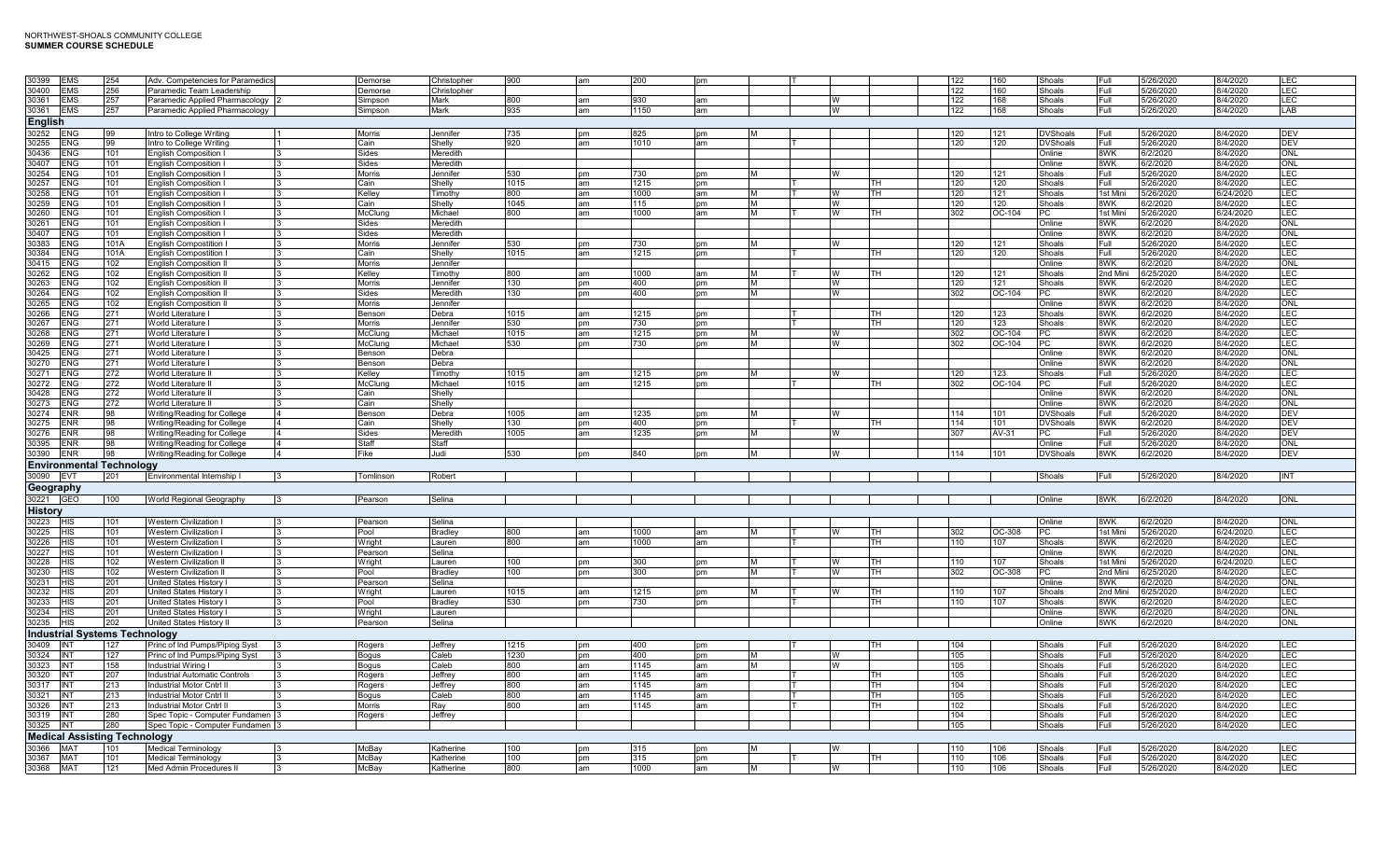| CRN | Subj | Crse | Title | Cr | Last Name | First Name | Begin | | End | | M | T | W | TH | F | Bldg | Room | Campus | Term | Start Date | End Date | Method |
|---|---|---|---|---|---|---|---|---|---|---|---|---|---|---|---|---|---|---|---|---|---|---|
| 30399 | EMS | 254 | Adv. Competencies for Paramedics | | Demorse | Christopher | 900 | am | 200 | pm | | T | | | | 122 | 160 | Shoals | Full | 5/26/2020 | 8/4/2020 | LEC |
| 30400 | EMS | 256 | Paramedic Team Leadership | | Demorse | Christopher | | | | | | T | | | | 122 | 160 | Shoals | Full | 5/26/2020 | 8/4/2020 | LEC |
| 30361 | EMS | 257 | Paramedic Applied Pharmacology | 2 | Simpson | Mark | 800 | am | 930 | am | | | W | | | 122 | 168 | Shoals | Full | 5/26/2020 | 8/4/2020 | LEC |
| 30361 | EMS | 257 | Paramedic Applied Pharmacology | | Simpson | Mark | 935 | am | 1150 | am | | | W | | | 122 | 168 | Shoals | Full | 5/26/2020 | 8/4/2020 | LAB |
| **English** | | | | | | | | | | | | | | | | | | | | | | |
| 30252 | ENG | 99 | Intro to College Writing | 1 | Morris | Jennifer | 735 | pm | 825 | pm | M | | | | | 120 | 121 | DVShoals | Full | 5/26/2020 | 8/4/2020 | DEV |
| 30255 | ENG | 99 | Intro to College Writing | 1 | Cain | Shelly | 920 | am | 1010 | am | | T | | | | 120 | 120 | DVShoals | Full | 5/26/2020 | 8/4/2020 | DEV |
| 30436 | ENG | 101 | English Composition I | 3 | Sides | Meredith | | | | | | | | | | | | Online | 8WK | 6/2/2020 | 8/4/2020 | ONL |
| 30407 | ENG | 101 | English Composition I | 3 | Sides | Meredith | | | | | | | | | | | | Online | 8WK | 6/2/2020 | 8/4/2020 | ONL |
| 30254 | ENG | 101 | English Composition I | 3 | Morris | Jennifer | 530 | pm | 730 | pm | M | | W | | | 120 | 121 | Shoals | Full | 5/26/2020 | 8/4/2020 | LEC |
| 30257 | ENG | 101 | English Composition I | 3 | Cain | Shelly | 1015 | am | 1215 | pm | | T | | TH | | 120 | 120 | Shoals | Full | 5/26/2020 | 8/4/2020 | LEC |
| 30258 | ENG | 101 | English Composition I | 3 | Kelley | Timothy | 800 | am | 1000 | am | M | T | W | TH | | 120 | 121 | Shoals | 1st Mini | 5/26/2020 | 6/24/2020 | LEC |
| 30259 | ENG | 101 | English Composition I | 3 | Cain | Shelly | 1045 | am | 115 | pm | M | | W | | | 120 | 120 | Shoals | 8WK | 6/2/2020 | 8/4/2020 | LEC |
| 30260 | ENG | 101 | English Composition I | 3 | McClung | Michael | 800 | am | 1000 | am | M | T | W | TH | | 302 | OC-104 | PC | 1st Mini | 5/26/2020 | 6/24/2020 | LEC |
| 30261 | ENG | 101 | English Composition I | 3 | Sides | Meredith | | | | | | | | | | | | Online | 8WK | 6/2/2020 | 8/4/2020 | ONL |
| 30407 | ENG | 101 | English Composition I | 3 | Sides | Meredith | | | | | | | | | | | | Online | 8WK | 6/2/2020 | 8/4/2020 | ONL |
| 30383 | ENG | 101A | English Compostition I | 3 | Morris | Jennifer | 530 | pm | 730 | pm | M | | W | | | 120 | 121 | Shoals | Full | 5/26/2020 | 8/4/2020 | LEC |
| 30384 | ENG | 101A | English Compostition I | 3 | Cain | Shelly | 1015 | am | 1215 | pm | | T | | TH | | 120 | 120 | Shoals | Full | 5/26/2020 | 8/4/2020 | LEC |
| 30415 | ENG | 102 | English Composition II | 3 | Morris | Jennifer | | | | | | | | | | | | Online | 8WK | 6/2/2020 | 8/4/2020 | ONL |
| 30262 | ENG | 102 | English Composition II | 3 | Kelley | Timothy | 800 | am | 1000 | am | M | T | W | TH | | 120 | 121 | Shoals | 2nd Mini | 6/25/2020 | 8/4/2020 | LEC |
| 30263 | ENG | 102 | English Composition II | 3 | Morris | Jennifer | 130 | pm | 400 | pm | M | | W | | | 120 | 121 | Shoals | 8WK | 6/2/2020 | 8/4/2020 | LEC |
| 30264 | ENG | 102 | English Composition II | 3 | Sides | Meredith | 130 | pm | 400 | pm | M | | W | | | 302 | OC-104 | PC | 8WK | 6/2/2020 | 8/4/2020 | LEC |
| 30265 | ENG | 102 | English Composition II | 3 | Morris | Jennifer | | | | | | | | | | | | Online | 8WK | 6/2/2020 | 8/4/2020 | ONL |
| 30266 | ENG | 271 | World Literature I | 3 | Benson | Debra | 1015 | am | 1215 | pm | | T | | TH | | 120 | 123 | Shoals | 8WK | 6/2/2020 | 8/4/2020 | LEC |
| 30267 | ENG | 271 | World Literature I | 3 | Morris | Jennifer | 530 | pm | 730 | pm | | T | | TH | | 120 | 123 | Shoals | 8WK | 6/2/2020 | 8/4/2020 | LEC |
| 30268 | ENG | 271 | World Literature I | 3 | McClung | Michael | 1015 | am | 1215 | pm | M | | W | | | 302 | OC-104 | PC | 8WK | 6/2/2020 | 8/4/2020 | LEC |
| 30269 | ENG | 271 | World Literature I | 3 | McClung | Michael | 530 | pm | 730 | pm | M | | W | | | 302 | OC-104 | PC | 8WK | 6/2/2020 | 8/4/2020 | LEC |
| 30425 | ENG | 271 | World Literature I | 3 | Benson | Debra | | | | | | | | | | | | Online | 8WK | 6/2/2020 | 8/4/2020 | ONL |
| 30270 | ENG | 271 | World Literature I | 3 | Benson | Debra | | | | | | | | | | | | Online | 8WK | 6/2/2020 | 8/4/2020 | ONL |
| 30271 | ENG | 272 | World Literature II | 3 | Kelley | Timothy | 1015 | am | 1215 | pm | M | | W | | | 120 | 123 | Shoals | Full | 5/26/2020 | 8/4/2020 | LEC |
| 30272 | ENG | 272 | World Literature II | 3 | McClung | Michael | 1015 | am | 1215 | pm | | T | | TH | | 302 | OC-104 | PC | Full | 5/26/2020 | 8/4/2020 | LEC |
| 30428 | ENG | 272 | World Literature II | 3 | Cain | Shelly | | | | | | | | | | | | Online | 8WK | 6/2/2020 | 8/4/2020 | ONL |
| 30273 | ENG | 272 | World Literature II | 3 | Cain | Shelly | | | | | | | | | | | | Online | 8WK | 6/2/2020 | 8/4/2020 | ONL |
| 30274 | ENR | 98 | Writing/Reading for College | 4 | Benson | Debra | 1005 | am | 1235 | pm | M | | W | | | 114 | 101 | DVShoals | Full | 5/26/2020 | 8/4/2020 | DEV |
| 30275 | ENR | 98 | Writing/Reading for College | 4 | Cain | Shelly | 130 | pm | 400 | pm | | T | | TH | | 114 | 101 | DVShoals | 8WK | 6/2/2020 | 8/4/2020 | DEV |
| 30276 | ENR | 98 | Writing/Reading for College | 4 | Sides | Meredith | 1005 | am | 1235 | pm | M | | W | | | 307 | AV-31 | PC | Full | 5/26/2020 | 8/4/2020 | DEV |
| 30395 | ENR | 98 | Writing/Reading for College | 4 | Staff | Staff | | | | | | | | | | | | Online | Full | 5/26/2020 | 8/4/2020 | ONL |
| 30390 | ENR | 98 | Writing/Reading for College | 4 | Fike | Judi | 530 | pm | 840 | pm | M | | W | | | 114 | 101 | DVShoals | 8WK | 6/2/2020 | 8/4/2020 | DEV |
| **Environmental Technology** | | | | | | | | | | | | | | | | | | | | | | |
| 30090 | EVT | 201 | Environmental Internship I | 3 | Tomlinson | Robert | | | | | | | | | | | | Shoals | Full | 5/26/2020 | 8/4/2020 | INT |
| **Geography** | | | | | | | | | | | | | | | | | | | | | | |
| 30221 | GEO | 100 | World Regional Geography | 3 | Pearson | Selina | | | | | | | | | | | | Online | 8WK | 6/2/2020 | 8/4/2020 | ONL |
| **History** | | | | | | | | | | | | | | | | | | | | | | |
| 30223 | HIS | 101 | Western Civilization I | 3 | Pearson | Selina | | | | | | | | | | | | Online | 8WK | 6/2/2020 | 8/4/2020 | ONL |
| 30225 | HIS | 101 | Western Civilization I | 3 | Pool | Bradley | 800 | am | 1000 | am | M | T | W | TH | | 302 | OC-308 | PC | 1st Mini | 5/26/2020 | 6/24/2020 | LEC |
| 30226 | HIS | 101 | Western Civilization I | 3 | Wright | Lauren | 800 | am | 1000 | am | | T | | TH | | 110 | 107 | Shoals | 8WK | 6/2/2020 | 8/4/2020 | LEC |
| 30227 | HIS | 101 | Western Civilization I | 3 | Pearson | Selina | | | | | | | | | | | | Online | 8WK | 6/2/2020 | 8/4/2020 | ONL |
| 30228 | HIS | 102 | Western Civilization II | 3 | Wright | Lauren | 100 | pm | 300 | pm | M | T | W | TH | | 110 | 107 | Shoals | 1st Mini | 5/26/2020 | 6/24/2020 | LEC |
| 30230 | HIS | 102 | Western Civilization II | 3 | Pool | Bradley | 100 | pm | 300 | pm | M | T | W | TH | | 302 | OC-308 | PC | 2nd Mini | 6/25/2020 | 8/4/2020 | LEC |
| 30231 | HIS | 201 | United States History I | 3 | Pearson | Selina | | | | | | | | | | | | Online | 8WK | 6/2/2020 | 8/4/2020 | ONL |
| 30232 | HIS | 201 | United States History I | 3 | Wright | Lauren | 1015 | am | 1215 | pm | M | T | W | TH | | 110 | 107 | Shoals | 2nd Mini | 6/25/2020 | 8/4/2020 | LEC |
| 30233 | HIS | 201 | United States History I | 3 | Pool | Bradley | 530 | pm | 730 | pm | | T | | TH | | 110 | 107 | Shoals | 8WK | 6/2/2020 | 8/4/2020 | LEC |
| 30234 | HIS | 201 | United States History I | 3 | Wright | Lauren | | | | | | | | | | | | Online | 8WK | 6/2/2020 | 8/4/2020 | ONL |
| 30235 | HIS | 202 | United States History II | 3 | Pearson | Selina | | | | | | | | | | | | Online | 8WK | 6/2/2020 | 8/4/2020 | ONL |
| **Industrial Systems Technology** | | | | | | | | | | | | | | | | | | | | | | |
| 30409 | INT | 127 | Princ of Ind Pumps/Piping Syst | 3 | Rogers | Jeffrey | 1215 | pm | 400 | pm | | T | | TH | | 104 | | Shoals | Full | 5/26/2020 | 8/4/2020 | LEC |
| 30324 | INT | 127 | Princ of Ind Pumps/Piping Syst | 3 | Bogus | Caleb | 1230 | pm | 400 | pm | M | | W | | | 105 | | Shoals | Full | 5/26/2020 | 8/4/2020 | LEC |
| 30323 | INT | 158 | Industrial Wiring I | 3 | Bogus | Caleb | 800 | am | 1145 | am | M | | W | | | 105 | | Shoals | Full | 5/26/2020 | 8/4/2020 | LEC |
| 30320 | INT | 207 | Industrial Automatic Controls | 3 | Rogers | Jeffrey | 800 | am | 1145 | am | | T | | TH | | 105 | | Shoals | Full | 5/26/2020 | 8/4/2020 | LEC |
| 30317 | INT | 213 | Industrial Motor Cntrl II | 3 | Rogers | Jeffrey | 800 | am | 1145 | am | | T | | TH | | 104 | | Shoals | Full | 5/26/2020 | 8/4/2020 | LEC |
| 30321 | INT | 213 | Industrial Motor Cntrl II | 3 | Bogus | Caleb | 800 | am | 1145 | am | | T | | TH | | 105 | | Shoals | Full | 5/26/2020 | 8/4/2020 | LEC |
| 30326 | INT | 213 | Industrial Motor Cntrl II | 3 | Morris | Ray | 800 | am | 1145 | am | | T | | TH | | 102 | | Shoals | Full | 5/26/2020 | 8/4/2020 | LEC |
| 30319 | INT | 280 | Spec Topic - Computer Fundamen | 3 | Rogers | Jeffrey | | | | | | | | | | 104 | | Shoals | Full | 5/26/2020 | 8/4/2020 | LEC |
| 30325 | INT | 280 | Spec Topic - Computer Fundamen | 3 | | | | | | | | | | | | 105 | | Shoals | Full | 5/26/2020 | 8/4/2020 | LEC |
| **Medical Assisting Technology** | | | | | | | | | | | | | | | | | | | | | | |
| 30366 | MAT | 101 | Medical Terminology | 3 | McBay | Katherine | 100 | pm | 315 | pm | M | | W | | | 110 | 106 | Shoals | Full | 5/26/2020 | 8/4/2020 | LEC |
| 30367 | MAT | 101 | Medical Terminology | 3 | McBay | Katherine | 100 | pm | 315 | pm | | T | | TH | | 110 | 106 | Shoals | Full | 5/26/2020 | 8/4/2020 | LEC |
| 30368 | MAT | 121 | Med Admin Procedures II | 3 | McBay | Katherine | 800 | am | 1000 | am | M | | W | | | 110 | 106 | Shoals | Full | 5/26/2020 | 8/4/2020 | LEC |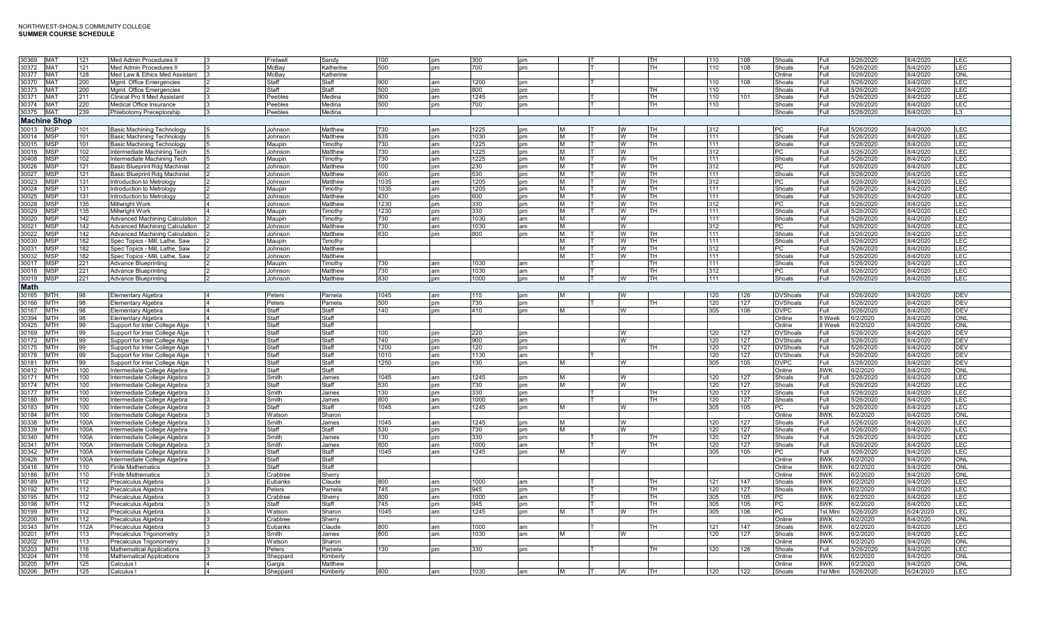| | | | | | | | | | | | | | | | | | | | | | |
|---|---|---|---|---|---|---|---|---|---|---|---|---|---|---|---|---|---|---|---|---|---|
| 30369 | MAT | 121 | Med Admin Procedures II | 3 | Fretwell | Sandy | 100 | pm | 300 | pm | | | | TH | 110 | 108 | Shoals | Full | 5/26/2020 | 8/4/2020 | LEC |
| 30372 | MAT | 121 | Med Admin Procedures II | 3 | McBay | Katherine | 500 | pm | 700 | pm | | T | | TH | 110 | 108 | Shoals | Full | 5/26/2020 | 8/4/2020 | LEC |
| 30377 | MAT | 128 | Med Law & Ethics Med Assistant | 3 | McBay | Katherine | | | | | | | | | | | Online | Full | 5/26/2020 | 8/4/2020 | ONL |
| 30370 | MAT | 200 | Mgmt. Office Emergencies | 2 | Staff | Staff | 900 | am | 1200 | pm | | T | | | 110 | 108 | Shoals | Full | 5/26/2020 | 8/4/2020 | LEC |
| 30373 | MAT | 200 | Mgmt. Office Emergencies | 2 | Staff | Staff | 500 | pm | 800 | pm | | | | TH | 110 | | Shoals | Full | 5/26/2020 | 8/4/2020 | LEC |
| 30371 | MAT | 211 | Clinical Pro II Med Assistant | 3 | Peebles | Medina | 900 | am | 1245 | pm | | | | TH | 110 | 101 | Shoals | Full | 5/26/2020 | 8/4/2020 | LEC |
| 30374 | MAT | 220 | Medical Office Insurance | 3 | Peebles | Medina | 500 | pm | 700 | pm | | T | | TH | 110 | | Shoals | Full | 5/26/2020 | 8/4/2020 | LEC |
| 30375 | MAT | 239 | Phlebotomy Preceptorship | 3 | Peebles | Medina | | | | | | | | | | | Shoals | Full | 5/26/2020 | 8/4/2020 | L3 |
| **Machine Shop** | | | | | | | | | | | | | | | | | | | | | |
| 30013 | MSP | 101 | Basic Machining Technology | 5 | Johnson | Matthew | 730 | am | 1225 | pm | M | T | W | TH | 312 | | PC | Full | 5/26/2020 | 8/4/2020 | LEC |
| 30014 | MSP | 101 | Basic Machining Technology | 5 | Johnson | Matthew | 535 | pm | 1030 | pm | M | T | W | TH | 111 | | Shoals | Full | 5/26/2020 | 8/4/2020 | LEC |
| 30015 | MSP | 101 | Basic Machining Technology | 5 | Maupin | Timothy | 730 | am | 1225 | pm | M | T | W | TH | 111 | | Shoals | Full | 5/26/2020 | 8/4/2020 | LEC |
| 30016 | MSP | 102 | Intermediate Machining Tech | 5 | Johnson | Matthew | 730 | am | 1225 | pm | M | T | W | | 312 | | PC | Full | 5/26/2020 | 8/4/2020 | LEC |
| 30408 | MSP | 102 | Intermediate Machining Tech | 5 | Maupin | Timothy | 730 | am | 1225 | pm | M | T | W | TH | 111 | | Shoals | Full | 5/26/2020 | 8/4/2020 | LEC |
| 30026 | MSP | 121 | Basic Blueprint Rdg Machinist | 2 | Johnson | Matthew | 100 | pm | 230 | pm | M | T | W | TH | 312 | | PC | Full | 5/26/2020 | 8/4/2020 | LEC |
| 30027 | MSP | 121 | Basic Blueprint Rdg Machinist | 2 | Johnson | Matthew | 400 | pm | 530 | pm | M | T | W | TH | 111 | | Shoals | Full | 5/26/2020 | 8/4/2020 | LEC |
| 30023 | MSP | 131 | Introduction to Metrology | 2 | Johnson | Matthew | 1035 | am | 1205 | pm | M | T | W | TH | 312 | | PC | Full | 5/26/2020 | 8/4/2020 | LEC |
| 30024 | MSP | 131 | Introduction to Metrology | 2 | Maupin | Timothy | 1035 | am | 1205 | pm | M | T | W | TH | 111 | | Shoals | Full | 5/26/2020 | 8/4/2020 | LEC |
| 30025 | MSP | 131 | Introduction to Metrology | 2 | Johnson | Matthew | 430 | pm | 600 | pm | M | T | W | TH | 111 | | Shoals | Full | 5/26/2020 | 8/4/2020 | LEC |
| 30028 | MSP | 135 | Millwright Work | 4 | Johnson | Matthew | 1230 | pm | 330 | pm | M | T | W | TH | 312 | | PC | Full | 5/26/2020 | 8/4/2020 | LEC |
| 30029 | MSP | 135 | Millwright Work | 4 | Maupin | Timothy | 1230 | pm | 330 | pm | M | T | W | TH | 111 | | Shoals | Full | 5/26/2020 | 8/4/2020 | LEC |
| 30020 | MSP | 142 | Advanced Machining Calculation | 2 | Maupin | Timothy | 730 | am | 1030 | am | M | | W | | 111 | | Shoals | Full | 5/26/2020 | 8/4/2020 | LEC |
| 30021 | MSP | 142 | Advanced Machining Calculation | 2 | Johnson | Matthew | 730 | am | 1030 | am | M | | W | | 312 | | PC | Full | 5/26/2020 | 8/4/2020 | LEC |
| 30022 | MSP | 142 | Advanced Machining Calculation | 2 | Johnson | Matthew | 630 | pm | 800 | pm | M | T | W | TH | 111 | | Shoals | Full | 5/26/2020 | 8/4/2020 | LEC |
| 30030 | MSP | 182 | Spec Topics - Mill, Lathe, Saw | 2 | Maupin | Timothy | | | | | M | T | W | TH | 111 | | Shoals | Full | 5/26/2020 | 8/4/2020 | LEC |
| 30031 | MSP | 182 | Spec Topics - Mill, Lathe, Saw | 2 | Johnson | Matthew | | | | | M | T | W | TH | 312 | | PC | Full | 5/26/2020 | 8/4/2020 | LEC |
| 30032 | MSP | 182 | Spec Topics - Mill, Lathe, Saw | 2 | Johnson | Matthew | | | | | M | T | W | TH | 111 | | Shoals | Full | 5/26/2020 | 8/4/2020 | LEC |
| 30017 | MSP | 221 | Advance Blueprinting | 2 | Maupin | Timothy | 730 | am | 1030 | am | | T | | TH | 111 | | Shoals | Full | 5/26/2020 | 8/4/2020 | LEC |
| 30018 | MSP | 221 | Advance Blueprinting | 2 | Johnson | Matthew | 730 | am | 1030 | am | | T | | TH | 312 | | PC | Full | 5/26/2020 | 8/4/2020 | LEC |
| 30019 | MSP | 221 | Advance Blueprinting | 2 | Johnson | Matthew | 830 | pm | 1000 | pm | M | T | W | TH | 111 | | Shoals | Full | 5/26/2020 | 8/4/2020 | LEC |
| **Math** | | | | | | | | | | | | | | | | | | | | | |
| 30165 | MTH | 98 | Elementary Algebra | 4 | Peters | Pamela | 1045 | am | 115 | pm | M | | W | | 120 | 126 | DVShoals | Full | 5/26/2020 | 8/4/2020 | DEV |
| 30166 | MTH | 98 | Elementary Algebra | 4 | Peters | Pamela | 500 | pm | 730 | pm | | T | | TH | 120 | 127 | DVShoals | Full | 5/26/2020 | 8/4/2020 | DEV |
| 30167 | MTH | 98 | Elementary Algebra | 4 | Staff | Staff | 140 | pm | 410 | pm | M | | W | | 305 | 106 | DVPC | Full | 5/26/2020 | 8/4/2020 | DEV |
| 30394 | MTH | 98 | Elementary Algebra | 4 | Staff | Staff | | | | | | | | | | | Online | 8 Week | 6/2/2020 | 8/4/2020 | ONL |
| 30425 | MTH | 99 | Support for Inter College Alge | 1 | Staff | Staff | | | | | | | | | | | Online | 8 Week | 6/2/2020 | 8/4/2020 | ONL |
| 30169 | MTH | 99 | Support for Inter College Alge | 1 | Staff | Staff | 100 | pm | 220 | pm | | | W | | 120 | 127 | DVShoals | Full | 5/26/2020 | 8/4/2020 | DEV |
| 30172 | MTH | 99 | Support for Inter College Alge | 1 | Staff | Staff | 740 | pm | 900 | pm | | | W | | 120 | 127 | DVShoals | Full | 5/26/2020 | 8/4/2020 | DEV |
| 30175 | MTH | 99 | Support for Inter College Alge | 1 | Staff | Staff | 1200 | pm | 120 | pm | | | | TH | 120 | 127 | DVShoals | Full | 5/26/2020 | 8/4/2020 | DEV |
| 30178 | MTH | 99 | Support for Inter College Alge | 1 | Staff | Staff | 1010 | am | 1130 | am | | T | | | 120 | 127 | DVShoals | Full | 5/26/2020 | 8/4/2020 | DEV |
| 30181 | MTH | 99 | Support for Inter College Alge | 1 | Staff | Staff | 1250 | pm | 130 | pm | M | | W | | 305 | 105 | DVPC | Full | 5/26/2020 | 8/4/2020 | DEV |
| 30412 | MTH | 100 | Intermediate College Algebra | 3 | Staff | Staff | | | | | | | | | | | Online | 8WK | 6/2/2020 | 8/4/2020 | ONL |
| 30171 | MTH | 100 | Intermediate College Algebra | 3 | Smith | James | 1045 | am | 1245 | pm | M | | W | | 120 | 127 | Shoals | Full | 5/26/2020 | 8/4/2020 | LEC |
| 30174 | MTH | 100 | Intermediate College Algebra | 3 | Staff | Staff | 530 | pm | 730 | pm | M | | W | | 120 | 127 | Shoals | Full | 5/26/2020 | 8/4/2020 | LEC |
| 30177 | MTH | 100 | Intermediate College Algebra | 3 | Smith | James | 130 | pm | 330 | pm | | T | | TH | 120 | 127 | Shoals | Full | 5/26/2020 | 8/4/2020 | LEC |
| 30180 | MTH | 100 | Intermediate College Algebra | 3 | Smith | James | 800 | am | 1000 | am | | T | | TH | 120 | 127 | Shoals | Full | 5/26/2020 | 8/4/2020 | LEC |
| 30183 | MTH | 100 | Intermediate College Algebra | 3 | Staff | Staff | 1045 | am | 1245 | pm | M | | W | | 305 | 105 | PC | Full | 5/26/2020 | 8/4/2020 | LEC |
| 30184 | MTH | 100 | Intermediate College Algebra | 3 | Watson | Sharon | | | | | | | | | | | Online | 8WK | 6/2/2020 | 8/4/2020 | ONL |
| 30338 | MTH | 100A | Intermediate College Algebra | 3 | Smith | James | 1045 | am | 1245 | pm | M | | W | | 120 | 127 | Shoals | Full | 5/26/2020 | 8/4/2020 | LEC |
| 30339 | MTH | 100A | Intermediate College Algebra | 3 | Staff | Staff | 530 | pm | 730 | pm | M | | W | | 120 | 127 | Shoals | Full | 5/26/2020 | 8/4/2020 | LEC |
| 30340 | MTH | 100A | Intermediate College Algebra | 3 | Smith | James | 130 | pm | 330 | pm | | T | | TH | 120 | 127 | Shoals | Full | 5/26/2020 | 8/4/2020 | LEC |
| 30341 | MTH | 100A | Intermediate College Algebra | 3 | Smith | James | 800 | am | 1000 | am | | T | | TH | 120 | 127 | Shoals | Full | 5/26/2020 | 8/4/2020 | LEC |
| 30342 | MTH | 100A | Intermediate College Algebra | 3 | Staff | Staff | 1045 | am | 1245 | pm | M | | W | | 305 | 105 | PC | Full | 5/26/2020 | 8/4/2020 | LEC |
| 30426 | MTH | 100A | Intermediate College Algebra | 3 | Staff | Staff | | | | | | | | | | | Online | 8WK | 6/2/2020 | 8/4/2020 | ONL |
| 30416 | MTH | 110 | Finite Mathematics | 3 | Staff | Staff | | | | | | | | | | | Online | 8WK | 6/2/2020 | 8/4/2020 | ONL |
| 30186 | MTH | 110 | Finite Mathematics | 3 | Crabtree | Sherry | | | | | | | | | | | Online | 8WK | 6/2/2020 | 8/4/2020 | ONL |
| 30189 | MTH | 112 | Precalculus Algebra | 3 | Eubanks | Claude | 800 | am | 1000 | am | | T | | TH | 121 | 147 | Shoals | 8WK | 6/2/2020 | 8/4/2020 | LEC |
| 30192 | MTH | 112 | Precalculus Algebra | 3 | Peters | Pamela | 745 | pm | 945 | pm | | T | | TH | 120 | 127 | Shoals | 8WK | 6/2/2020 | 8/4/2020 | LEC |
| 30195 | MTH | 112 | Precalculus Algebra | 3 | Crabtree | Sherry | 800 | am | 1000 | am | | T | | TH | 305 | 105 | PC | 8WK | 6/2/2020 | 8/4/2020 | LEC |
| 30198 | MTH | 112 | Precalculus Algebra | 3 | Staff | Staff | 745 | pm | 945 | pm | | T | | TH | 305 | 105 | PC | 8WK | 6/2/2020 | 8/4/2020 | LEC |
| 30199 | MTH | 112 | Precalculus Algebra | 3 | Watson | Sharon | 1045 | am | 1245 | pm | M | T | W | TH | 305 | 106 | PC | 1st Mini | 5/26/2020 | 6/24/2020 | LEC |
| 30200 | MTH | 112 | Precalculus Algebra | 3 | Crabtree | Sherry | | | | | | | | | | | Online | 8WK | 6/2/2020 | 8/4/2020 | ONL |
| 30343 | MTH | 112A | Precalculus Algebra | 3 | Eubanks | Claude | 800 | am | 1000 | am | | T | | TH | 121 | 147 | Shoals | 8WK | 6/2/2020 | 8/4/2020 | LEC |
| 30201 | MTH | 113 | Precalculus Trigonometry | 3 | Smith | James | 800 | am | 1030 | am | M | | W | | 120 | 127 | Shoals | 8WK | 6/2/2020 | 8/4/2020 | LEC |
| 30202 | MTH | 113 | Precalculus Trigonometry | 3 | Watson | Sharon | | | | | | | | | | | Online | 8WK | 6/2/2020 | 8/4/2020 | ONL |
| 30203 | MTH | 116 | Mathematical Applications | 3 | Peters | Pamela | 130 | pm | 330 | pm | | T | | TH | 120 | 126 | Shoals | Full | 5/26/2020 | 8/4/2020 | LEC |
| 30204 | MTH | 116 | Mathematical Applications | 3 | Sheppard | Kimberly | | | | | | | | | | | Online | 8WK | 6/2/2020 | 8/4/2020 | ONL |
| 30205 | MTH | 125 | Calculus I | 4 | Gargis | Matthew | | | | | | | | | | | Online | 8WK | 6/2/2020 | 8/4/2020 | ONL |
| 30206 | MTH | 125 | Calculus I | 4 | Sheppard | Kimberly | 800 | am | 1030 | am | M | T | W | TH | 120 | 122 | Shoals | 1st Mini | 5/26/2020 | 6/24/2020 | LEC |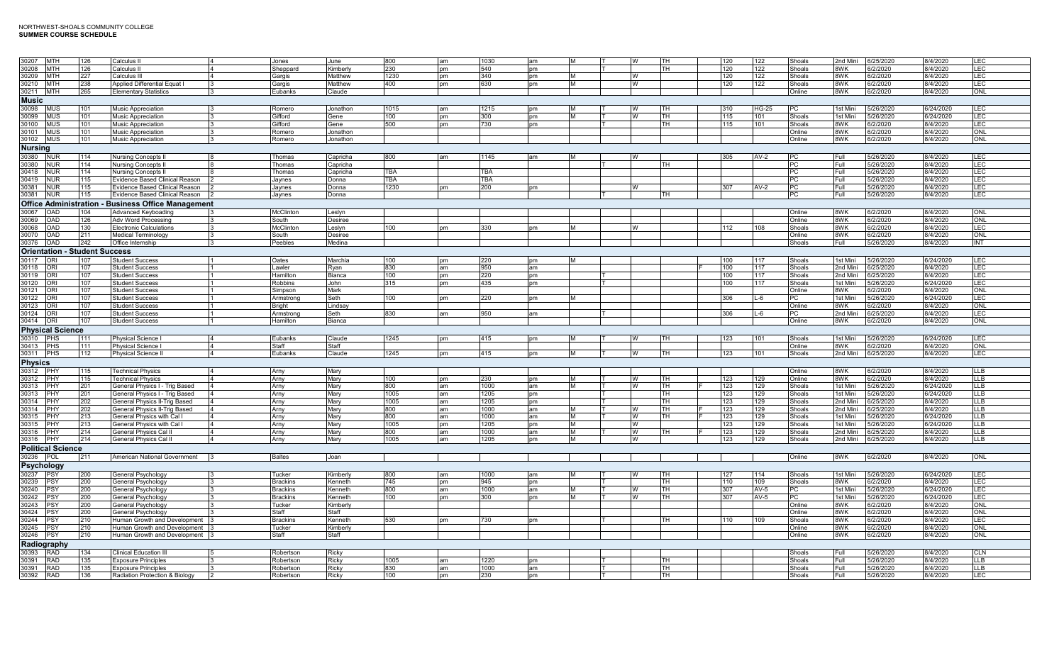NORTHWEST-SHOALS COMMUNITY COLLEGE
**SUMMER COURSE SCHEDULE**

| CRN | Subj | Crse | Title | Cr | Last | First | Begin | | End | | M | T | W | TH | F | Bldg | Room | Campus | Term | Start Date | End Date | Type |
|---|---|---|---|---|---|---|---|---|---|---|---|---|---|---|---|---|---|---|---|---|---|---|
| 30207 | MTH | 126 | Calculus II | 4 | Jones | June | 800 | am | 1030 | am | M | T | W | TH | | 120 | 122 | Shoals | 2nd Mini | 6/25/2020 | 8/4/2020 | LEC |
| 30208 | MTH | 126 | Calculus II | 4 | Sheppard | Kimberly | 230 | pm | 540 | pm | | T | | TH | | 120 | 122 | Shoals | 8WK | 6/2/2020 | 8/4/2020 | LEC |
| 30209 | MTH | 227 | Calculus III | 4 | Gargis | Matthew | 1230 | pm | 340 | pm | M | | W | | | 120 | 122 | Shoals | 8WK | 6/2/2020 | 8/4/2020 | LEC |
| 30210 | MTH | 238 | Applied Differential Equat I | 3 | Gargis | Matthew | 400 | pm | 630 | pm | M | | W | | | 120 | 122 | Shoals | 8WK | 6/2/2020 | 8/4/2020 | LEC |
| 30211 | MTH | 265 | Elementary Statistics | 3 | Eubanks | Claude | | | | | | | | | | | | Online | 8WK | 6/2/2020 | 8/4/2020 | ONL |
| **Music** | | | | | | | | | | | | | | | | | | | | | | |
| 30098 | MUS | 101 | Music Appreciation | 3 | Romero | Jonathon | 1015 | am | 1215 | pm | M | T | W | TH | | 310 | HG-25 | PC | 1st Mini | 5/26/2020 | 6/24/2020 | LEC |
| 30099 | MUS | 101 | Music Appreciation | 3 | Gifford | Gene | 100 | pm | 300 | pm | M | T | W | TH | | 115 | 101 | Shoals | 1st Mini | 5/26/2020 | 6/24/2020 | LEC |
| 30100 | MUS | 101 | Music Appreciation | 3 | Gifford | Gene | 500 | pm | 730 | pm | | T | | TH | | 115 | 101 | Shoals | 8WK | 6/2/2020 | 8/4/2020 | LEC |
| 30101 | MUS | 101 | Music Appreciation | 3 | Romero | Jonathon | | | | | | | | | | | | Online | 8WK | 6/2/2020 | 8/4/2020 | ONL |
| 30102 | MUS | 101 | Music Appreciation | 3 | Romero | Jonathon | | | | | | | | | | | | Online | 8WK | 6/2/2020 | 8/4/2020 | ONL |
| **Nursing** | | | | | | | | | | | | | | | | | | | | | | |
| 30380 | NUR | 114 | Nursing Concepts II | 8 | Thomas | Capricha | 800 | am | 1145 | am | M | | W | | | 305 | AV-2 | PC | Full | 5/26/2020 | 8/4/2020 | LEC |
| 30380 | NUR | 114 | Nursing Concepts II | 8 | Thomas | Capricha | | | | | | T | | TH | | | | PC | Full | 5/26/2020 | 8/4/2020 | LEC |
| 30418 | NUR | 114 | Nursing Concepts II | 8 | Thomas | Capricha | TBA | | TBA | | | | | | | | | PC | Full | 5/26/2020 | 8/4/2020 | LEC |
| 30419 | NUR | 115 | Evidence Based Clinical Reason | 2 | Jaynes | Donna | TBA | | TBA | | | | | | | | | PC | Full | 5/26/2020 | 8/4/2020 | LEC |
| 30381 | NUR | 115 | Evidence Based Clinical Reason | 2 | Jaynes | Donna | 1230 | pm | 200 | pm | | | W | | | 307 | AV-2 | PC | Full | 5/26/2020 | 8/4/2020 | LEC |
| 30381 | NUR | 115 | Evidence Based Clinical Reason | 2 | Jaynes | Donna | | | | | | | | TH | | | | PC | Full | 5/26/2020 | 8/4/2020 | LEC |
| **Office Administration - Business Office Management** | | | | | | | | | | | | | | | | | | | | | | |
| 30067 | OAD | 104 | Advanced Keyboading | 3 | McClinton | Leslyn | | | | | | | | | | | | Online | 8WK | 6/2/2020 | 8/4/2020 | ONL |
| 30069 | OAD | 126 | Adv Word Processing | 3 | South | Desiree | | | | | | | | | | | | Online | 8WK | 6/2/2020 | 8/4/2020 | ONL |
| 30068 | OAD | 130 | Electronic Calculations | 3 | McClinton | Leslyn | 100 | pm | 330 | pm | M | | W | | | 112 | 108 | Shoals | 8WK | 6/2/2020 | 8/4/2020 | LEC |
| 30070 | OAD | 211 | Medical Terminology | 3 | South | Desiree | | | | | | | | | | | | Online | 8WK | 6/2/2020 | 8/4/2020 | ONL |
| 30376 | OAD | 242 | Office Internship | 3 | Peebles | Medina | | | | | | | | | | | | Shoals | Full | 5/26/2020 | 8/4/2020 | INT |
| **Orientation - Student Success** | | | | | | | | | | | | | | | | | | | | | | |
| 30117 | ORI | 107 | Student Success | 1 | Oates | Marchia | 100 | pm | 220 | pm | M | | | | | 100 | 117 | Shoals | 1st Mini | 5/26/2020 | 6/24/2020 | LEC |
| 30118 | ORI | 107 | Student Success | 1 | Lawler | Ryan | 830 | am | 950 | am | | | | | F | 100 | 117 | Shoals | 2nd Mini | 6/25/2020 | 8/4/2020 | LEC |
| 30119 | ORI | 107 | Student Success | 1 | Hamilton | Bianca | 100 | pm | 220 | pm | | T | | | | 100 | 117 | Shoals | 2nd Mini | 6/25/2020 | 8/4/2020 | LEC |
| 30120 | ORI | 107 | Student Success | 1 | Robbins | John | 315 | pm | 435 | pm | | T | | | | 100 | 117 | Shoals | 1st Mini | 5/26/2020 | 6/24/2020 | LEC |
| 30121 | ORI | 107 | Student Success | 1 | Simpson | Mark | | | | | | | | | | | | Online | 8WK | 6/2/2020 | 8/4/2020 | ONL |
| 30122 | ORI | 107 | Student Success | 1 | Armstrong | Seth | 100 | pm | 220 | pm | M | | | | | 306 | L-6 | PC | 1st Mini | 5/26/2020 | 6/24/2020 | LEC |
| 30123 | ORI | 107 | Student Success | 1 | Bright | Lindsay | | | | | | | | | | | | Online | 8WK | 6/2/2020 | 8/4/2020 | ONL |
| 30124 | ORI | 107 | Student Success | 1 | Armstrong | Seth | 830 | am | 950 | am | | T | | | | 306 | L-6 | PC | 2nd Mini | 6/25/2020 | 8/4/2020 | LEC |
| 30414 | ORI | 107 | Student Success | 1 | Hamilton | Bianca | | | | | | | | | | | | Online | 8WK | 6/2/2020 | 8/4/2020 | ONL |
| **Physical Science** | | | | | | | | | | | | | | | | | | | | | | |
| 30310 | PHS | 111 | Physical Science I | 4 | Eubanks | Claude | 1245 | pm | 415 | pm | M | T | W | TH | | 123 | 101 | Shoals | 1st Mini | 5/26/2020 | 6/24/2020 | LEC |
| 30413 | PHS | 111 | Physical Science I | 4 | Staff | Staff | | | | | | | | | | | | Online | 8WK | 6/2/2020 | 8/4/2020 | ONL |
| 30311 | PHS | 112 | Physical Science II | 4 | Eubanks | Claude | 1245 | pm | 415 | pm | M | T | W | TH | | 123 | 101 | Shoals | 2nd Mini | 6/25/2020 | 8/4/2020 | LEC |
| **Physics** | | | | | | | | | | | | | | | | | | | | | | |
| 30312 | PHY | 115 | Technical Physics | 4 | Arny | Mary | | | | | | | | | | | | Online | 8WK | 6/2/2020 | 8/4/2020 | LLB |
| 30312 | PHY | 115 | Technical Physics | 4 | Arny | Mary | 100 | pm | 230 | pm | M | T | W | TH | | 123 | 129 | Online | 8WK | 6/2/2020 | 8/4/2020 | LLB |
| 30313 | PHY | 201 | General Physics I - Trig Based | 4 | Arny | Mary | 800 | am | 1000 | am | M | T | W | TH | F | 123 | 129 | Shoals | 1st Mini | 5/26/2020 | 6/24/2020 | LLB |
| 30313 | PHY | 201 | General Physics I - Trig Based | 4 | Arny | Mary | 1005 | am | 1205 | pm | | T | | TH | | 123 | 129 | Shoals | 1st Mini | 5/26/2020 | 6/24/2020 | LLB |
| 30314 | PHY | 202 | General Physics II-Trig Based | 4 | Arny | Mary | 1005 | am | 1205 | pm | | T | | TH | | 123 | 129 | Shoals | 2nd Mini | 6/25/2020 | 8/4/2020 | LLB |
| 30314 | PHY | 202 | General Physics II-Trig Based | 4 | Arny | Mary | 800 | am | 1000 | am | M | T | W | TH | F | 123 | 129 | Shoals | 2nd Mini | 6/25/2020 | 8/4/2020 | LLB |
| 30315 | PHY | 213 | General Physics with Cal I | 4 | Arny | Mary | 800 | am | 1000 | am | M | T | W | TH | F | 123 | 129 | Shoals | 1st Mini | 5/26/2020 | 6/24/2020 | LLB |
| 30315 | PHY | 213 | General Physics with Cal I | 4 | Arny | Mary | 1005 | pm | 1205 | pm | M | | W | | | 123 | 129 | Shoals | 1st Mini | 5/26/2020 | 6/24/2020 | LLB |
| 30316 | PHY | 214 | General Physics Cal II | 4 | Arny | Mary | 800 | am | 1000 | am | M | T | W | TH | F | 123 | 129 | Shoals | 2nd Mini | 6/25/2020 | 8/4/2020 | LLB |
| 30316 | PHY | 214 | General Physics Cal II | 4 | Arny | Mary | 1005 | am | 1205 | pm | M | | W | | | 123 | 129 | Shoals | 2nd Mini | 6/25/2020 | 8/4/2020 | LLB |
| **Political Science** | | | | | | | | | | | | | | | | | | | | | | |
| 30236 | POL | 211 | American National Government | 3 | Baltes | Joan | | | | | | | | | | | | Online | 8WK | 6/2/2020 | 8/4/2020 | ONL |
| **Psychology** | | | | | | | | | | | | | | | | | | | | | | |
| 30237 | PSY | 200 | General Psychology | 3 | Tucker | Kimberly | 800 | am | 1000 | am | M | T | W | TH | | 127 | 114 | Shoals | 1st Mini | 5/26/2020 | 6/24/2020 | LEC |
| 30239 | PSY | 200 | General Psychology | 3 | Brackins | Kenneth | 745 | pm | 945 | pm | | T | | TH | | 110 | 109 | Shoals | 8WK | 6/2/2020 | 8/4/2020 | LEC |
| 30240 | PSY | 200 | General Psychology | 3 | Brackins | Kenneth | 800 | am | 1000 | am | M | T | W | TH | | 307 | AV-5 | PC | 1st Mini | 5/26/2020 | 6/24/2020 | LEC |
| 30242 | PSY | 200 | General Psychology | 3 | Brackins | Kenneth | 100 | pm | 300 | pm | M | T | W | TH | | 307 | AV-5 | PC | 1st Mini | 5/26/2020 | 6/24/2020 | LEC |
| 30243 | PSY | 200 | General Psychology | 3 | Tucker | Kimberly | | | | | | | | | | | | Online | 8WK | 6/2/2020 | 8/4/2020 | ONL |
| 30424 | PSY | 200 | General Psychology | 3 | Staff | Staff | | | | | | | | | | | | Online | 8WK | 6/2/2020 | 8/4/2020 | ONL |
| 30244 | PSY | 210 | Human Growth and Development | 3 | Brackins | Kenneth | 530 | pm | 730 | pm | | T | | TH | | 110 | 109 | Shoals | 8WK | 6/2/2020 | 8/4/2020 | LEC |
| 30245 | PSY | 210 | Human Growth and Development | 3 | Tucker | Kimberly | | | | | | | | | | | | Online | 8WK | 6/2/2020 | 8/4/2020 | ONL |
| 30246 | PSY | 210 | Human Growth and Development | 3 | Staff | Staff | | | | | | | | | | | | Online | 8WK | 6/2/2020 | 8/4/2020 | ONL |
| **Radiography** | | | | | | | | | | | | | | | | | | | | | | |
| 30393 | RAD | 134 | Clinical Education III | 5 | Robertson | Ricky | | | | | | | | | | | | Shoals | Full | 5/26/2020 | 8/4/2020 | CLN |
| 30391 | RAD | 135 | Exposure Principles | 3 | Robertson | Ricky | 1005 | am | 1220 | pm | | T | | TH | | | | Shoals | Full | 5/26/2020 | 8/4/2020 | LLB |
| 30391 | RAD | 135 | Exposure Principles | 3 | Robertson | Ricky | 830 | am | 1000 | am | | T | | TH | | | | Shoals | Full | 5/26/2020 | 8/4/2020 | LLB |
| 30392 | RAD | 136 | Radiation Protection & Biology | 2 | Robertson | Ricky | 100 | pm | 230 | pm | | T | | TH | | | | Shoals | Full | 5/26/2020 | 8/4/2020 | LEC |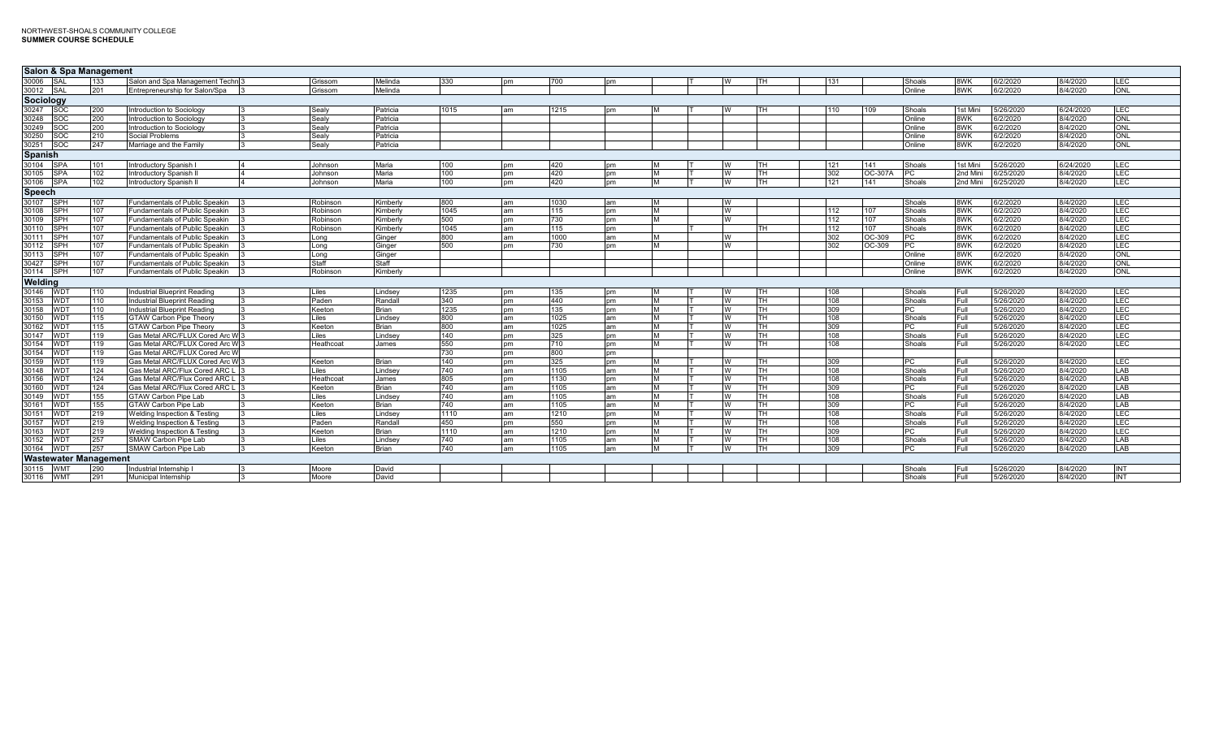NORTHWEST-SHOALS COMMUNITY COLLEGE
**SUMMER COURSE SCHEDULE**

| | | | | | | | | | | | | | | | | | | | | | |
|---|---|---|---|---|---|---|---|---|---|---|---|---|---|---|---|---|---|---|---|---|---|
| **Salon & Spa Management** | | | | | | | | | | | | | | | | | | | | | |
| 30006 | SAL | 133 | Salon and Spa Management Techn | 3 | Grissom | Melinda | 330 | pm | 700 | pm | | T | W | TH | 131 | | Shoals | 8WK | 6/2/2020 | 8/4/2020 | LEC |
| 30012 | SAL | 201 | Entrepreneurship for Salon/Spa | 3 | Grissom | Melinda | | | | | | | | | | | Online | 8WK | 6/2/2020 | 8/4/2020 | ONL |
| **Sociology** | | | | | | | | | | | | | | | | | | | | | |
| 30247 | SOC | 200 | Introduction to Sociology | 3 | Sealy | Patricia | 1015 | am | 1215 | pm | M | T | W | TH | 110 | 109 | Shoals | 1st Mini | 5/26/2020 | 6/24/2020 | LEC |
| 30248 | SOC | 200 | Introduction to Sociology | 3 | Sealy | Patricia | | | | | | | | | | | Online | 8WK | 6/2/2020 | 8/4/2020 | ONL |
| 30249 | SOC | 200 | Introduction to Sociology | 3 | Sealy | Patricia | | | | | | | | | | | Online | 8WK | 6/2/2020 | 8/4/2020 | ONL |
| 30250 | SOC | 210 | Social Problems | 3 | Sealy | Patricia | | | | | | | | | | | Online | 8WK | 6/2/2020 | 8/4/2020 | ONL |
| 30251 | SOC | 247 | Marriage and the Family | 3 | Sealy | Patricia | | | | | | | | | | | Online | 8WK | 6/2/2020 | 8/4/2020 | ONL |
| **Spanish** | | | | | | | | | | | | | | | | | | | | | |
| 30104 | SPA | 101 | Introductory Spanish I | 4 | Johnson | Maria | 100 | pm | 420 | pm | M | T | W | TH | 121 | 141 | Shoals | 1st Mini | 5/26/2020 | 6/24/2020 | LEC |
| 30105 | SPA | 102 | Introductory Spanish II | 4 | Johnson | Maria | 100 | pm | 420 | pm | M | T | W | TH | 302 | OC-307A | PC | 2nd Mini | 6/25/2020 | 8/4/2020 | LEC |
| 30106 | SPA | 102 | Introductory Spanish II | 4 | Johnson | Maria | 100 | pm | 420 | pm | M | T | W | TH | 121 | 141 | Shoals | 2nd Mini | 6/25/2020 | 8/4/2020 | LEC |
| **Speech** | | | | | | | | | | | | | | | | | | | | | |
| 30107 | SPH | 107 | Fundamentals of Public Speakin | 3 | Robinson | Kimberly | 800 | am | 1030 | am | M | | W | | | | Shoals | 8WK | 6/2/2020 | 8/4/2020 | LEC |
| 30108 | SPH | 107 | Fundamentals of Public Speakin | 3 | Robinson | Kimberly | 1045 | am | 115 | pm | M | | W | | 112 | 107 | Shoals | 8WK | 6/2/2020 | 8/4/2020 | LEC |
| 30109 | SPH | 107 | Fundamentals of Public Speakin | 3 | Robinson | Kimberly | 500 | pm | 730 | pm | M | | W | | 112 | 107 | Shoals | 8WK | 6/2/2020 | 8/4/2020 | LEC |
| 30110 | SPH | 107 | Fundamentals of Public Speakin | 3 | Robinson | Kimberly | 1045 | am | 115 | pm | | T | | TH | 112 | 107 | Shoals | 8WK | 6/2/2020 | 8/4/2020 | LEC |
| 30111 | SPH | 107 | Fundamentals of Public Speakin | 3 | Long | Ginger | 800 | am | 1000 | am | M | | W | | 302 | OC-309 | PC | 8WK | 6/2/2020 | 8/4/2020 | LEC |
| 30112 | SPH | 107 | Fundamentals of Public Speakin | 3 | Long | Ginger | 500 | pm | 730 | pm | M | | W | | 302 | OC-309 | PC | 8WK | 6/2/2020 | 8/4/2020 | LEC |
| 30113 | SPH | 107 | Fundamentals of Public Speakin | 3 | Long | Ginger | | | | | | | | | | | Online | 8WK | 6/2/2020 | 8/4/2020 | ONL |
| 30427 | SPH | 107 | Fundamentals of Public Speakin | 3 | Staff | Staff | | | | | | | | | | | Online | 8WK | 6/2/2020 | 8/4/2020 | ONL |
| 30114 | SPH | 107 | Fundamentals of Public Speakin | 3 | Robinson | Kimberly | | | | | | | | | | | Online | 8WK | 6/2/2020 | 8/4/2020 | ONL |
| **Welding** | | | | | | | | | | | | | | | | | | | | | |
| 30146 | WDT | 110 | Industrial Blueprint Reading | 3 | Liles | Lindsey | 1235 | pm | 135 | pm | M | T | W | TH | 108 | | Shoals | Full | 5/26/2020 | 8/4/2020 | LEC |
| 30153 | WDT | 110 | Industrial Blueprint Reading | 3 | Paden | Randall | 340 | pm | 440 | pm | M | T | W | TH | 108 | | Shoals | Full | 5/26/2020 | 8/4/2020 | LEC |
| 30158 | WDT | 110 | Industrial Blueprint Reading | 3 | Keeton | Brian | 1235 | pm | 135 | pm | M | T | W | TH | 309 | | PC | Full | 5/26/2020 | 8/4/2020 | LEC |
| 30150 | WDT | 115 | GTAW Carbon Pipe Theory | 3 | Liles | Lindsey | 800 | am | 1025 | am | M | T | W | TH | 108 | | Shoals | Full | 5/26/2020 | 8/4/2020 | LEC |
| 30162 | WDT | 115 | GTAW Carbon Pipe Theory | 3 | Keeton | Brian | 800 | am | 1025 | am | M | T | W | TH | 309 | | PC | Full | 5/26/2020 | 8/4/2020 | LEC |
| 30147 | WDT | 119 | Gas Metal ARC/FLUX Cored Arc W | 3 | Liles | Lindsey | 140 | pm | 325 | pm | M | T | W | TH | 108 | | Shoals | Full | 5/26/2020 | 8/4/2020 | LEC |
| 30154 | WDT | 119 | Gas Metal ARC/FLUX Cored Arc W | 3 | Heathcoat | James | 550 | pm | 710 | pm | M | T | W | TH | 108 | | Shoals | Full | 5/26/2020 | 8/4/2020 | LEC |
| 30154 | WDT | 119 | Gas Metal ARC/FLUX Cored Arc W | | | | 730 | pm | 800 | pm | | | | | | | | | | | |
| 30159 | WDT | 119 | Gas Metal ARC/FLUX Cored Arc W | 3 | Keeton | Brian | 140 | pm | 325 | pm | M | T | W | TH | 309 | | PC | Full | 5/26/2020 | 8/4/2020 | LEC |
| 30148 | WDT | 124 | Gas Metal ARC/Flux Cored ARC L | 3 | Liles | Lindsey | 740 | am | 1105 | am | M | T | W | TH | 108 | | Shoals | Full | 5/26/2020 | 8/4/2020 | LAB |
| 30156 | WDT | 124 | Gas Metal ARC/Flux Cored ARC L | 3 | Heathcoat | James | 805 | pm | 1130 | pm | M | T | W | TH | 108 | | Shoals | Full | 5/26/2020 | 8/4/2020 | LAB |
| 30160 | WDT | 124 | Gas Metal ARC/Flux Cored ARC L | 3 | Keeton | Brian | 740 | am | 1105 | am | M | T | W | TH | 309 | | PC | Full | 5/26/2020 | 8/4/2020 | LAB |
| 30149 | WDT | 155 | GTAW Carbon Pipe Lab | 3 | Liles | Lindsey | 740 | am | 1105 | am | M | T | W | TH | 108 | | Shoals | Full | 5/26/2020 | 8/4/2020 | LAB |
| 30161 | WDT | 155 | GTAW Carbon Pipe Lab | 3 | Keeton | Brian | 740 | am | 1105 | am | M | T | W | TH | 309 | | PC | Full | 5/26/2020 | 8/4/2020 | LAB |
| 30151 | WDT | 219 | Welding Inspection & Testing | 3 | Liles | Lindsey | 1110 | am | 1210 | pm | M | T | W | TH | 108 | | Shoals | Full | 5/26/2020 | 8/4/2020 | LEC |
| 30157 | WDT | 219 | Welding Inspection & Testing | 3 | Paden | Randall | 450 | pm | 550 | pm | M | T | W | TH | 108 | | Shoals | Full | 5/26/2020 | 8/4/2020 | LEC |
| 30163 | WDT | 219 | Welding Inspection & Testing | 3 | Keeton | Brian | 1110 | am | 1210 | pm | M | T | W | TH | 309 | | PC | Full | 5/26/2020 | 8/4/2020 | LEC |
| 30152 | WDT | 257 | SMAW Carbon Pipe Lab | 3 | Liles | Lindsey | 740 | am | 1105 | am | M | T | W | TH | 108 | | Shoals | Full | 5/26/2020 | 8/4/2020 | LAB |
| 30164 | WDT | 257 | SMAW Carbon Pipe Lab | 3 | Keeton | Brian | 740 | am | 1105 | am | M | T | W | TH | 309 | | PC | Full | 5/26/2020 | 8/4/2020 | LAB |
| **Wastewater Management** | | | | | | | | | | | | | | | | | | | | | |
| 30115 | WMT | 290 | Industrial Internship I | 3 | Moore | David | | | | | | | | | | | Shoals | Full | 5/26/2020 | 8/4/2020 | INT |
| 30116 | WMT | 291 | Municipal Internship | 3 | Moore | David | | | | | | | | | | | Shoals | Full | 5/26/2020 | 8/4/2020 | INT |